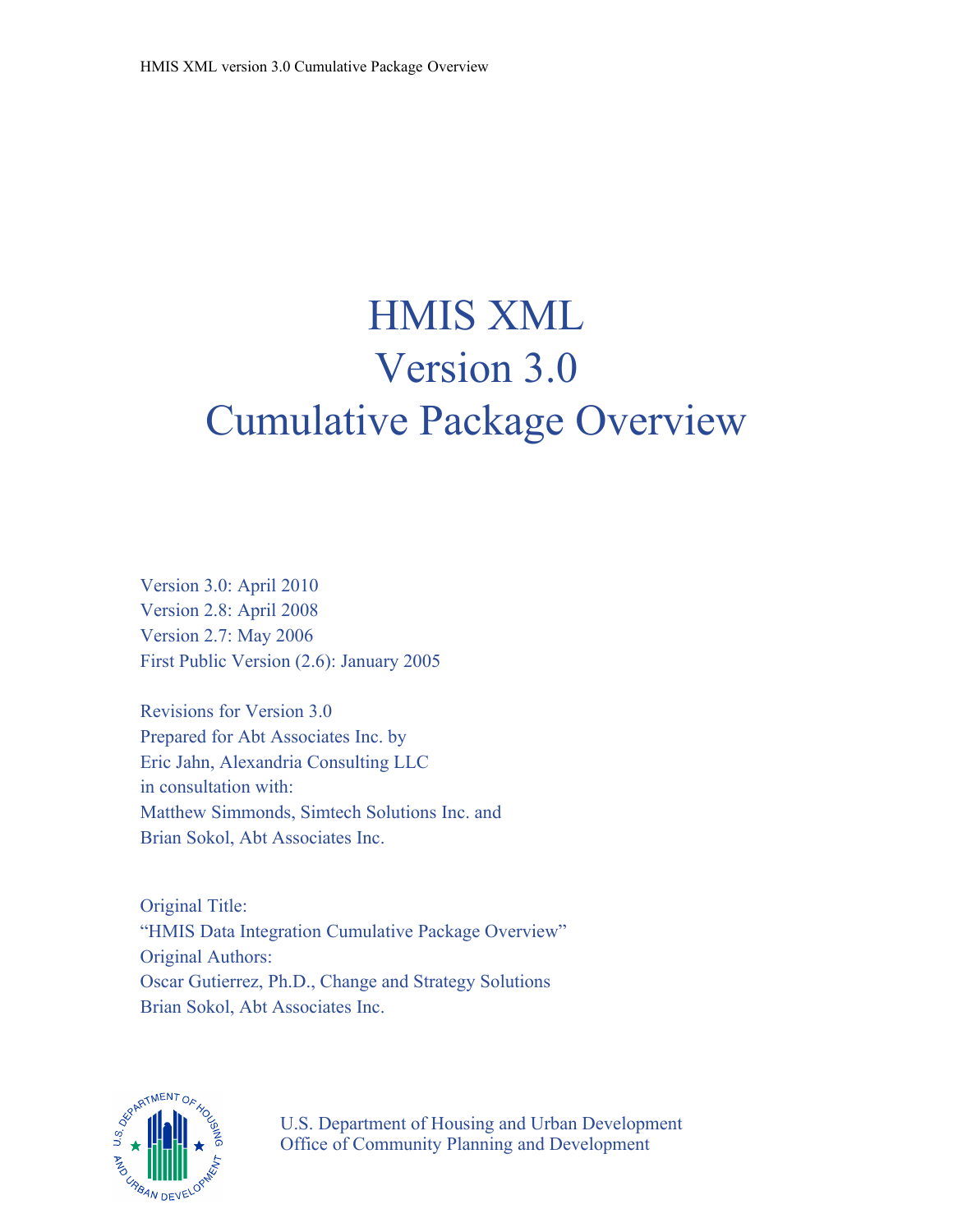# HMIS XML
# Version 3.0
# Cumulative Package Overview

Version 3.0: April 2010
Version 2.8: April 2008
Version 2.7: May 2006
First Public Version (2.6): January 2005

Revisions for Version 3.0
Prepared for Abt Associates Inc. by
Eric Jahn, Alexandria Consulting LLC
in consultation with:
Matthew Simmonds, Simtech Solutions Inc. and
Brian Sokol, Abt Associates Inc.

Original Title:
"HMIS Data Integration Cumulative Package Overview"
Original Authors:
Oscar Gutierrez, Ph.D., Change and Strategy Solutions
Brian Sokol, Abt Associates Inc.

U.S. Department of Housing and Urban Development
Office of Community Planning and Development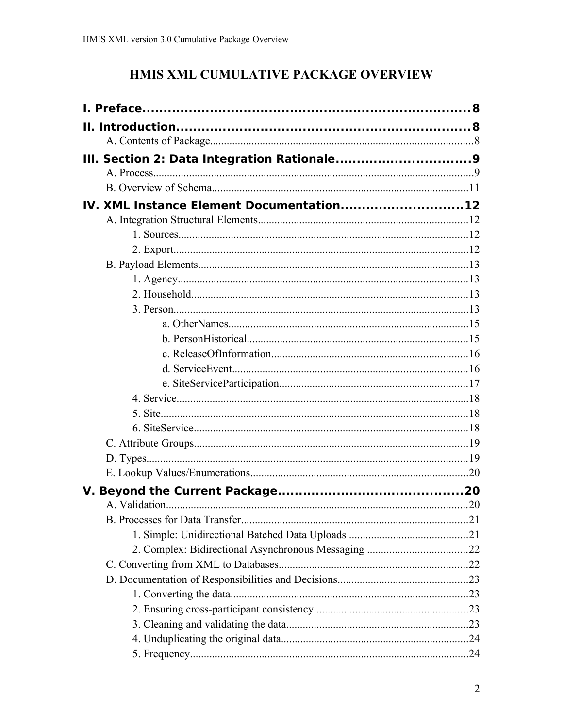# HMIS XML CUMULATIVE PACKAGE OVERVIEW

**I. Preface** ........ 8

**II. Introduction** ........ 8

- A. Contents of Package ........ 8

**III. Section 2: Data Integration Rationale** ........ 9

- A. Process ........ 9
- B. Overview of Schema ........ 11

**IV. XML Instance Element Documentation** ........ 12

- A. Integration Structural Elements ........ 12
  - 1. Sources ........ 12
  - 2. Export ........ 12
- B. Payload Elements ........ 13
  - 1. Agency ........ 13
  - 2. Household ........ 13
  - 3. Person ........ 13
    - a. OtherNames ........ 15
    - b. PersonHistorical ........ 15
    - c. ReleaseOfInformation ........ 16
    - d. ServiceEvent ........ 16
    - e. SiteServiceParticipation ........ 17
  - 4. Service ........ 18
  - 5. Site ........ 18
  - 6. SiteService ........ 18
- C. Attribute Groups ........ 19
- D. Types ........ 19
- E. Lookup Values/Enumerations ........ 20

**V. Beyond the Current Package** ........ 20

- A. Validation ........ 20
- B. Processes for Data Transfer ........ 21
  - 1. Simple: Unidirectional Batched Data Uploads ........ 21
  - 2. Complex: Bidirectional Asynchronous Messaging ........ 22
- C. Converting from XML to Databases ........ 22
- D. Documentation of Responsibilities and Decisions ........ 23
  - 1. Converting the data ........ 23
  - 2. Ensuring cross-participant consistency ........ 23
  - 3. Cleaning and validating the data ........ 23
  - 4. Unduplicating the original data ........ 24
  - 5. Frequency ........ 24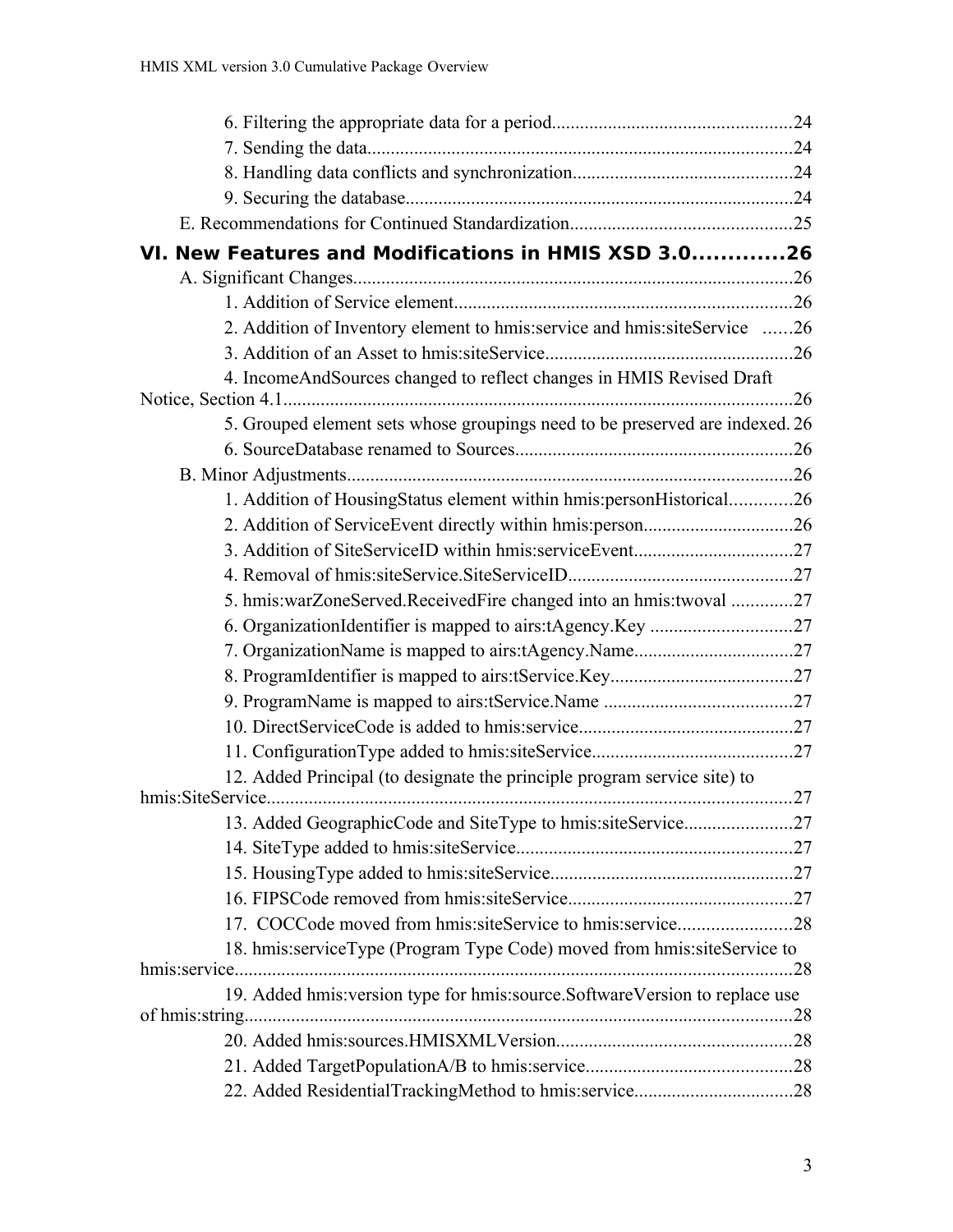6. Filtering the appropriate data for a period....24
7. Sending the data....24
8. Handling data conflicts and synchronization....24
9. Securing the database....24

E. Recommendations for Continued Standardization....25

**VI. New Features and Modifications in HMIS XSD 3.0....26**

A. Significant Changes....26

1. Addition of Service element....26
2. Addition of Inventory element to hmis:service and hmis:siteService....26
3. Addition of an Asset to hmis:siteService....26
4. IncomeAndSources changed to reflect changes in HMIS Revised Draft Notice, Section 4.1....26
5. Grouped element sets whose groupings need to be preserved are indexed....26
6. SourceDatabase renamed to Sources....26

B. Minor Adjustments....26

1. Addition of HousingStatus element within hmis:personHistorical....26
2. Addition of ServiceEvent directly within hmis:person....26
3. Addition of SiteServiceID within hmis:serviceEvent....27
4. Removal of hmis:siteService.SiteServiceID....27
5. hmis:warZoneServed.ReceivedFire changed into an hmis:twoval....27
6. OrganizationIdentifier is mapped to airs:tAgency.Key....27
7. OrganizationName is mapped to airs:tAgency.Name....27
8. ProgramIdentifier is mapped to airs:tService.Key....27
9. ProgramName is mapped to airs:tService.Name....27
10. DirectServiceCode is added to hmis:service....27
11. ConfigurationType added to hmis:siteService....27
12. Added Principal (to designate the principle program service site) to hmis:SiteService....27
13. Added GeographicCode and SiteType to hmis:siteService....27
14. SiteType added to hmis:siteService....27
15. HousingType added to hmis:siteService....27
16. FIPSCode removed from hmis:siteService....27
17. COCCode moved from hmis:siteService to hmis:service....28
18. hmis:serviceType (Program Type Code) moved from hmis:siteService to hmis:service....28
19. Added hmis:version type for hmis:source.SoftwareVersion to replace use of hmis:string....28
20. Added hmis:sources.HMISXMLVersion....28
21. Added TargetPopulationA/B to hmis:service....28
22. Added ResidentialTrackingMethod to hmis:service....28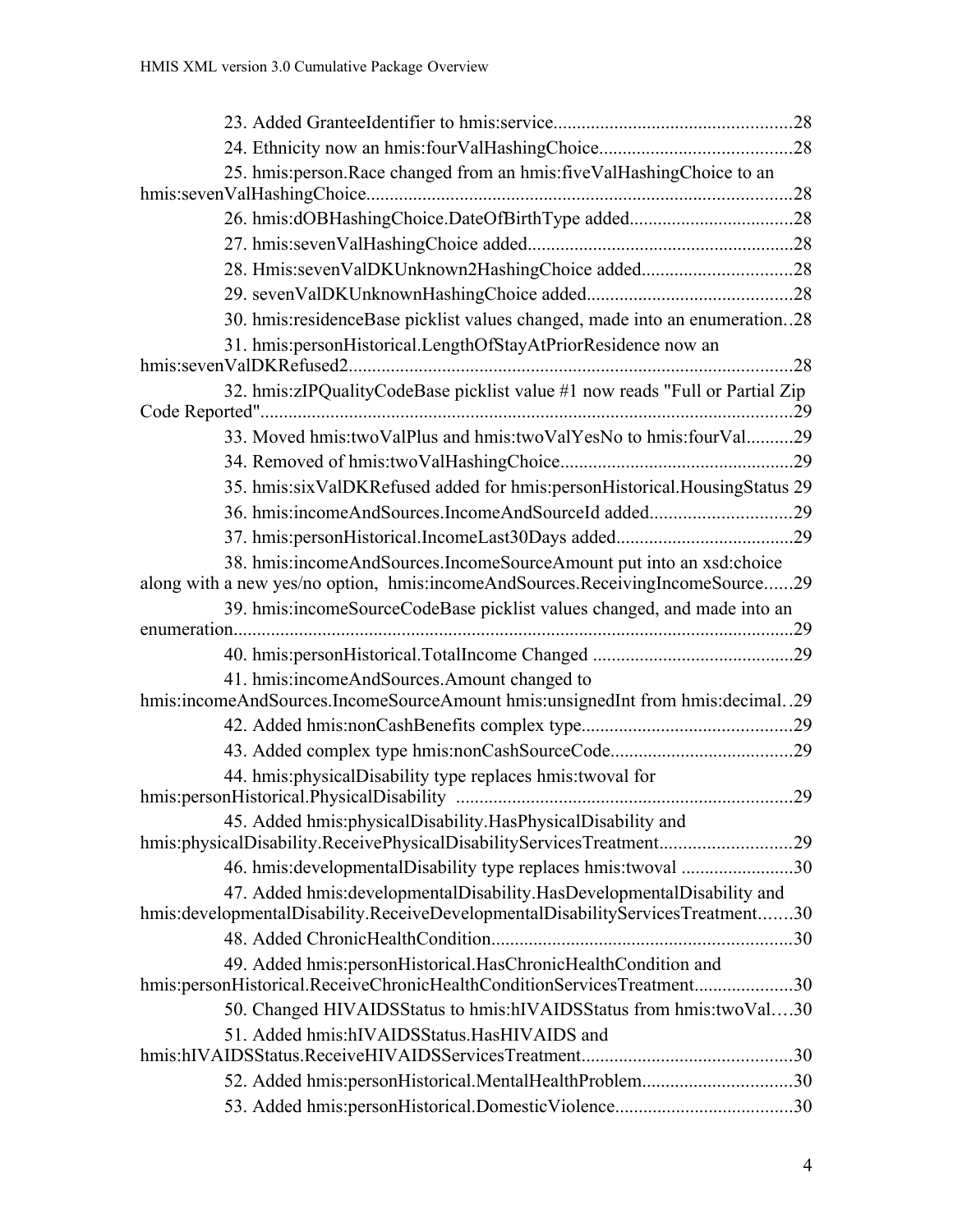23. Added GranteeIdentifier to hmis:service....28
24. Ethnicity now an hmis:fourValHashingChoice....28
25. hmis:person.Race changed from an hmis:fiveValHashingChoice to an hmis:sevenValHashingChoice....28
26. hmis:dOBHashingChoice.DateOfBirthType added....28
27. hmis:sevenValHashingChoice added....28
28. Hmis:sevenValDKUnknown2HashingChoice added....28
29. sevenValDKUnknownHashingChoice added....28
30. hmis:residenceBase picklist values changed, made into an enumeration..28
31. hmis:personHistorical.LengthOfStayAtPriorResidence now an hmis:sevenValDKRefused2....28
32. hmis:zIPQualityCodeBase picklist value #1 now reads "Full or Partial Zip Code Reported"....29
33. Moved hmis:twoValPlus and hmis:twoValYesNo to hmis:fourVal....29
34. Removed of hmis:twoValHashingChoice....29
35. hmis:sixValDKRefused added for hmis:personHistorical.HousingStatus 29
36. hmis:incomeAndSources.IncomeAndSourceId added....29
37. hmis:personHistorical.IncomeLast30Days added....29
38. hmis:incomeAndSources.IncomeSourceAmount put into an xsd:choice along with a new yes/no option, hmis:incomeAndSources.ReceivingIncomeSource....29
39. hmis:incomeSourceCodeBase picklist values changed, and made into an enumeration....29
40. hmis:personHistorical.TotalIncome Changed ....29
41. hmis:incomeAndSources.Amount changed to hmis:incomeAndSources.IncomeSourceAmount hmis:unsignedInt from hmis:decimal..29
42. Added hmis:nonCashBenefits complex type....29
43. Added complex type hmis:nonCashSourceCode....29
44. hmis:physicalDisability type replaces hmis:twoval for hmis:personHistorical.PhysicalDisability ....29
45. Added hmis:physicalDisability.HasPhysicalDisability and hmis:physicalDisability.ReceivePhysicalDisabilityServicesTreatment....29
46. hmis:developmentalDisability type replaces hmis:twoval ....30
47. Added hmis:developmentalDisability.HasDevelopmentalDisability and hmis:developmentalDisability.ReceiveDevelopmentalDisabilityServicesTreatment....30
48. Added ChronicHealthCondition....30
49. Added hmis:personHistorical.HasChronicHealthCondition and hmis:personHistorical.ReceiveChronicHealthConditionServicesTreatment....30
50. Changed HIVAIDSStatus to hmis:hIVAIDSStatus from hmis:twoVal....30
51. Added hmis:hIVAIDSStatus.HasHIVAIDS and hmis:hIVAIDSStatus.ReceiveHIVAIDSServicesTreatment....30
52. Added hmis:personHistorical.MentalHealthProblem....30
53. Added hmis:personHistorical.DomesticViolence....30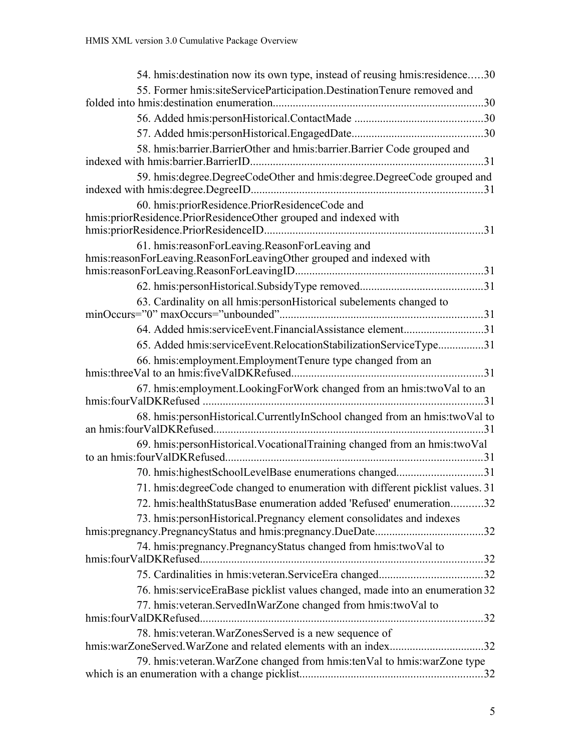54. hmis:destination now its own type, instead of reusing hmis:residence.....30

55. Former hmis:siteServiceParticipation.DestinationTenure removed and folded into hmis:destination enumeration.........................................................................30

56. Added hmis:personHistorical.ContactMade .............................................30

57. Added hmis:personHistorical.EngagedDate..............................................30

58. hmis:barrier.BarrierOther and hmis:barrier.Barrier Code grouped and indexed with hmis:barrier.BarrierID.................................................................................31

59. hmis:degree.DegreeCodeOther and hmis:degree.DegreeCode grouped and indexed with hmis:degree.DegreeID.................................................................................31

60. hmis:priorResidence.PriorResidenceCode and hmis:priorResidence.PriorResidenceOther grouped and indexed with hmis:priorResidence.PriorResidenceID............................................................................31

61. hmis:reasonForLeaving.ReasonForLeaving and hmis:reasonForLeaving.ReasonForLeavingOther grouped and indexed with hmis:reasonForLeaving.ReasonForLeavingID..................................................................31

62. hmis:personHistorical.SubsidyType removed...........................................31

63. Cardinality on all hmis:personHistorical subelements changed to minOccurs="0" maxOccurs="unbounded".......................................................................31

64. Added hmis:serviceEvent.FinancialAssistance element............................31

65. Added hmis:serviceEvent.RelocationStabilizationServiceType................31

66. hmis:employment.EmploymentTenure type changed from an hmis:threeVal to an hmis:fiveValDKRefused...................................................................31

67. hmis:employment.LookingForWork changed from an hmis:twoVal to an hmis:fourValDKRefused ..................................................................................................31

68. hmis:personHistorical.CurrentlyInSchool changed from an hmis:twoVal to an hmis:fourValDKRefused...............................................................................................31

69. hmis:personHistorical.VocationalTraining changed from an hmis:twoVal to an hmis:fourValDKRefused..........................................................................................31

70. hmis:highestSchoolLevelBase enumerations changed..............................31

71. hmis:degreeCode changed to enumeration with different picklist values. 31

72. hmis:healthStatusBase enumeration added 'Refused' enumeration...........32

73. hmis:personHistorical.Pregnancy element consolidates and indexes hmis:pregnancy.PregnancyStatus and hmis:pregnancy.DueDate......................................32

74. hmis:pregnancy.PregnancyStatus changed from hmis:twoVal to hmis:fourValDKRefused...................................................................................................32

75. Cardinalities in hmis:veteran.ServiceEra changed....................................32

76. hmis:serviceEraBase picklist values changed, made into an enumeration 32

77. hmis:veteran.ServedInWarZone changed from hmis:twoVal to hmis:fourValDKRefused...................................................................................................32

78. hmis:veteran.WarZonesServed is a new sequence of hmis:warZoneServed.WarZone and related elements with an index.................................32

79. hmis:veteran.WarZone changed from hmis:tenVal to hmis:warZone type which is an enumeration with a change picklist................................................................32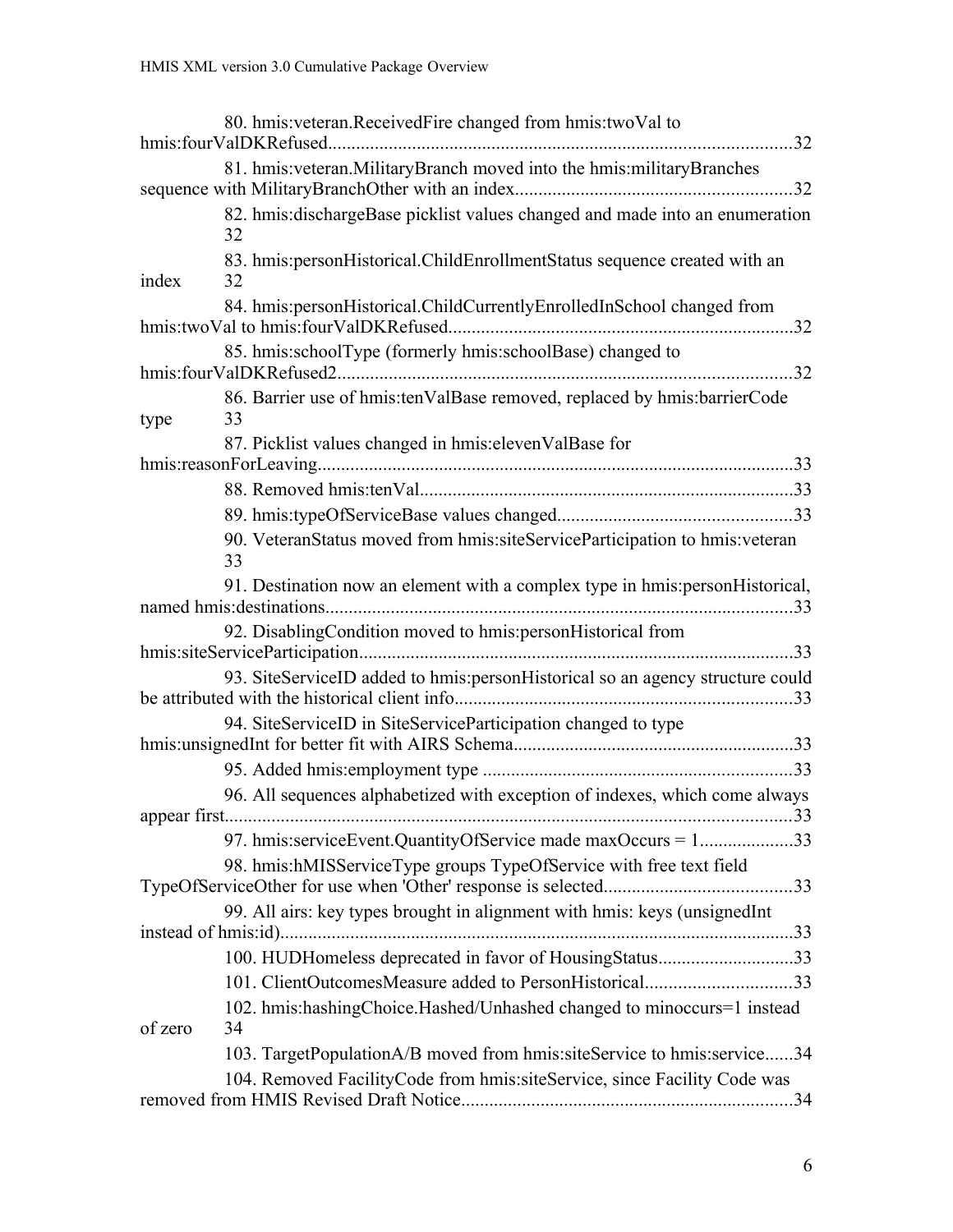80. hmis:veteran.ReceivedFire changed from hmis:twoVal to hmis:fourValDKRefused....................................................................................................32

81. hmis:veteran.MilitaryBranch moved into the hmis:militaryBranches sequence with MilitaryBranchOther with an index...........................................................32

82. hmis:dischargeBase picklist values changed and made into an enumeration 32

83. hmis:personHistorical.ChildEnrollmentStatus sequence created with an index 32

84. hmis:personHistorical.ChildCurrentlyEnrolledInSchool changed from hmis:twoVal to hmis:fourValDKRefused.........................................................................32

85. hmis:schoolType (formerly hmis:schoolBase) changed to hmis:fourValDKRefused2.................................................................................................32

86. Barrier use of hmis:tenValBase removed, replaced by hmis:barrierCode type 33

87. Picklist values changed in hmis:elevenValBase for hmis:reasonForLeaving......................................................................................................33

88. Removed hmis:tenVal................................................................................33

89. hmis:typeOfServiceBase values changed..................................................33

90. VeteranStatus moved from hmis:siteServiceParticipation to hmis:veteran 33

91. Destination now an element with a complex type in hmis:personHistorical, named hmis:destinations...................................................................................................33

92. DisablingCondition moved to hmis:personHistorical from hmis:siteServiceParticipation............................................................................................33

93. SiteServiceID added to hmis:personHistorical so an agency structure could be attributed with the historical client info.......................................................................33

94. SiteServiceID in SiteServiceParticipation changed to type hmis:unsignedInt for better fit with AIRS Schema...........................................................33

95. Added hmis:employment type ..................................................................33

96. All sequences alphabetized with exception of indexes, which come always appear first.........................................................................................................................33

97. hmis:serviceEvent.QuantityOfService made maxOccurs = 1....................33

98. hmis:hMISServiceType groups TypeOfService with free text field TypeOfServiceOther for use when 'Other' response is selected........................................33

99. All airs: key types brought in alignment with hmis: keys (unsignedInt instead of hmis:id).............................................................................................................33

100. HUDHomeless deprecated in favor of HousingStatus.............................33

101. ClientOutcomesMeasure added to PersonHistorical...............................33

102. hmis:hashingChoice.Hashed/Unhashed changed to minoccurs=1 instead of zero 34

103. TargetPopulationA/B moved from hmis:siteService to hmis:service......34

104. Removed FacilityCode from hmis:siteService, since Facility Code was removed from HMIS Revised Draft Notice......................................................................34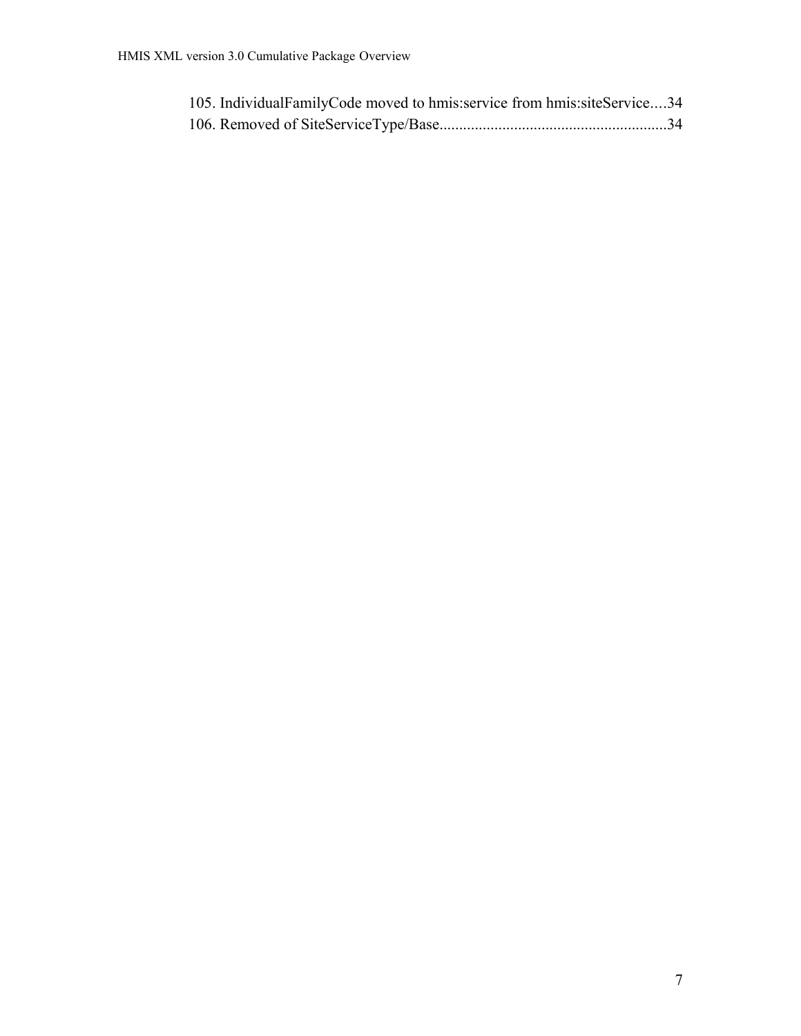105. IndividualFamilyCode moved to hmis:service from hmis:siteService....34
106. Removed of SiteServiceType/Base..........................................................34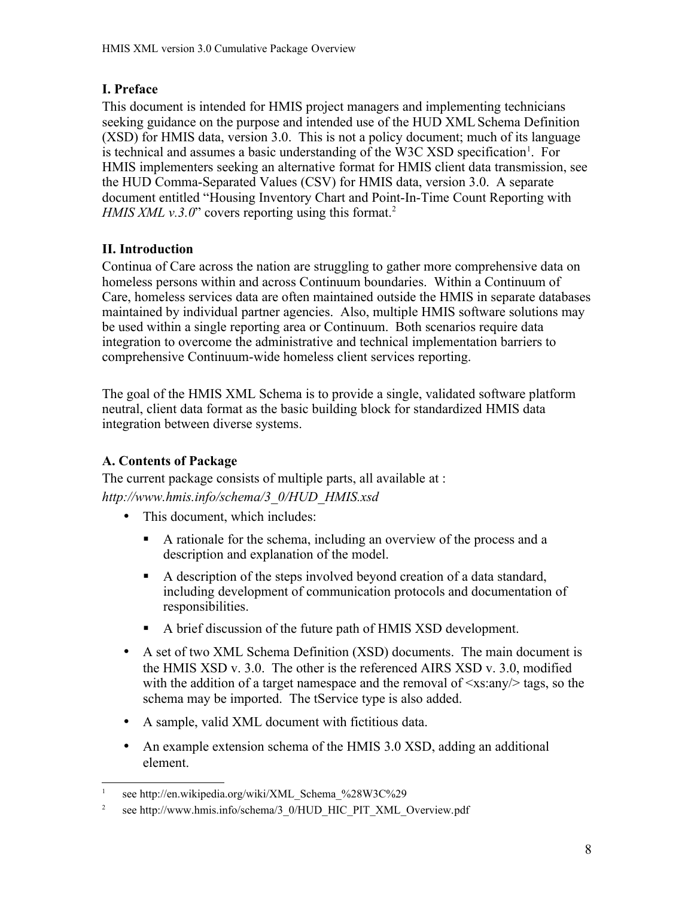## I. Preface

This document is intended for HMIS project managers and implementing technicians seeking guidance on the purpose and intended use of the HUD XML Schema Definition (XSD) for HMIS data, version 3.0. This is not a policy document; much of its language is technical and assumes a basic understanding of the W3C XSD specification[1]. For HMIS implementers seeking an alternative format for HMIS client data transmission, see the HUD Comma-Separated Values (CSV) for HMIS data, version 3.0. A separate document entitled "Housing Inventory Chart and Point-In-Time Count Reporting with *HMIS XML v.3.0*" covers reporting using this format.[2]

## II. Introduction

Continua of Care across the nation are struggling to gather more comprehensive data on homeless persons within and across Continuum boundaries. Within a Continuum of Care, homeless services data are often maintained outside the HMIS in separate databases maintained by individual partner agencies. Also, multiple HMIS software solutions may be used within a single reporting area or Continuum. Both scenarios require data integration to overcome the administrative and technical implementation barriers to comprehensive Continuum-wide homeless client services reporting.

The goal of the HMIS XML Schema is to provide a single, validated software platform neutral, client data format as the basic building block for standardized HMIS data integration between diverse systems.

### A. Contents of Package

The current package consists of multiple parts, all available at :
*http://www.hmis.info/schema/3_0/HUD_HMIS.xsd*

- This document, which includes:
  - A rationale for the schema, including an overview of the process and a description and explanation of the model.
  - A description of the steps involved beyond creation of a data standard, including development of communication protocols and documentation of responsibilities.
  - A brief discussion of the future path of HMIS XSD development.
- A set of two XML Schema Definition (XSD) documents. The main document is the HMIS XSD v. 3.0. The other is the referenced AIRS XSD v. 3.0, modified with the addition of a target namespace and the removal of <xs:any/> tags, so the schema may be imported. The tService type is also added.
- A sample, valid XML document with fictitious data.
- An example extension schema of the HMIS 3.0 XSD, adding an additional element.

---

[1] see http://en.wikipedia.org/wiki/XML_Schema_%28W3C%29

[2] see http://www.hmis.info/schema/3_0/HUD_HIC_PIT_XML_Overview.pdf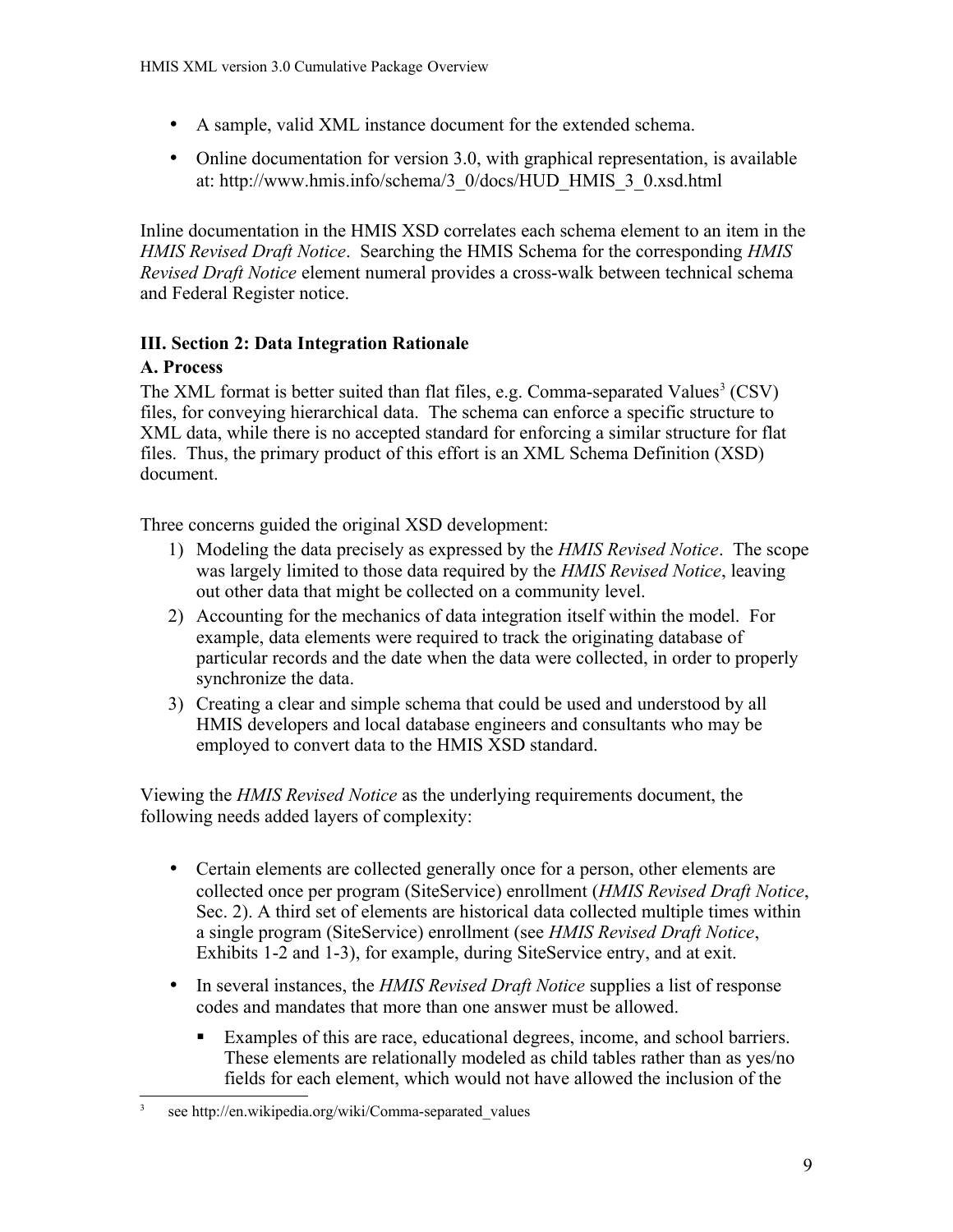- A sample, valid XML instance document for the extended schema.
- Online documentation for version 3.0, with graphical representation, is available at: http://www.hmis.info/schema/3_0/docs/HUD_HMIS_3_0.xsd.html

Inline documentation in the HMIS XSD correlates each schema element to an item in the *HMIS Revised Draft Notice*. Searching the HMIS Schema for the corresponding *HMIS Revised Draft Notice* element numeral provides a cross-walk between technical schema and Federal Register notice.

### III. Section 2: Data Integration Rationale

#### A. Process

The XML format is better suited than flat files, e.g. Comma-separated Values[3] (CSV) files, for conveying hierarchical data. The schema can enforce a specific structure to XML data, while there is no accepted standard for enforcing a similar structure for flat files. Thus, the primary product of this effort is an XML Schema Definition (XSD) document.

Three concerns guided the original XSD development:

1) Modeling the data precisely as expressed by the *HMIS Revised Notice*. The scope was largely limited to those data required by the *HMIS Revised Notice*, leaving out other data that might be collected on a community level.
2) Accounting for the mechanics of data integration itself within the model. For example, data elements were required to track the originating database of particular records and the date when the data were collected, in order to properly synchronize the data.
3) Creating a clear and simple schema that could be used and understood by all HMIS developers and local database engineers and consultants who may be employed to convert data to the HMIS XSD standard.

Viewing the *HMIS Revised Notice* as the underlying requirements document, the following needs added layers of complexity:

- Certain elements are collected generally once for a person, other elements are collected once per program (SiteService) enrollment (*HMIS Revised Draft Notice*, Sec. 2). A third set of elements are historical data collected multiple times within a single program (SiteService) enrollment (see *HMIS Revised Draft Notice*, Exhibits 1-2 and 1-3), for example, during SiteService entry, and at exit.
- In several instances, the *HMIS Revised Draft Notice* supplies a list of response codes and mandates that more than one answer must be allowed.
  - Examples of this are race, educational degrees, income, and school barriers. These elements are relationally modeled as child tables rather than as yes/no fields for each element, which would not have allowed the inclusion of the

[3] see http://en.wikipedia.org/wiki/Comma-separated_values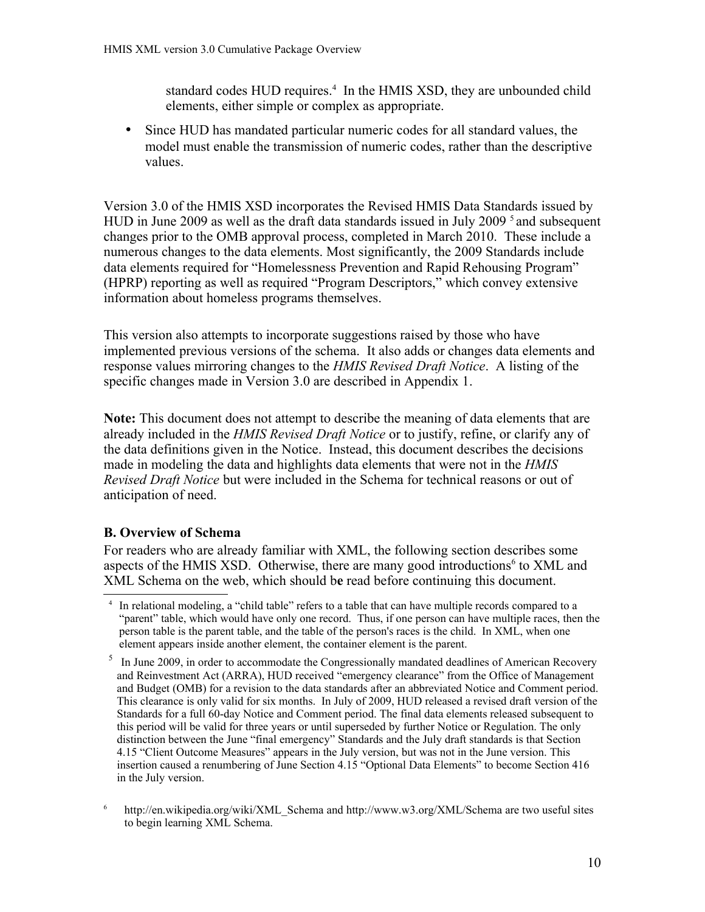standard codes HUD requires.[4] In the HMIS XSD, they are unbounded child elements, either simple or complex as appropriate.

- Since HUD has mandated particular numeric codes for all standard values, the model must enable the transmission of numeric codes, rather than the descriptive values.

Version 3.0 of the HMIS XSD incorporates the Revised HMIS Data Standards issued by HUD in June 2009 as well as the draft data standards issued in July 2009 [5] and subsequent changes prior to the OMB approval process, completed in March 2010. These include a numerous changes to the data elements. Most significantly, the 2009 Standards include data elements required for "Homelessness Prevention and Rapid Rehousing Program" (HPRP) reporting as well as required "Program Descriptors," which convey extensive information about homeless programs themselves.

This version also attempts to incorporate suggestions raised by those who have implemented previous versions of the schema. It also adds or changes data elements and response values mirroring changes to the *HMIS Revised Draft Notice*. A listing of the specific changes made in Version 3.0 are described in Appendix 1.

**Note:** This document does not attempt to describe the meaning of data elements that are already included in the *HMIS Revised Draft Notice* or to justify, refine, or clarify any of the data definitions given in the Notice. Instead, this document describes the decisions made in modeling the data and highlights data elements that were not in the *HMIS Revised Draft Notice* but were included in the Schema for technical reasons or out of anticipation of need.

### B. Overview of Schema

For readers who are already familiar with XML, the following section describes some aspects of the HMIS XSD. Otherwise, there are many good introductions[6] to XML and XML Schema on the web, which should be read before continuing this document.

---

[4] In relational modeling, a "child table" refers to a table that can have multiple records compared to a "parent" table, which would have only one record. Thus, if one person can have multiple races, then the person table is the parent table, and the table of the person's races is the child. In XML, when one element appears inside another element, the container element is the parent.

[5] In June 2009, in order to accommodate the Congressionally mandated deadlines of American Recovery and Reinvestment Act (ARRA), HUD received "emergency clearance" from the Office of Management and Budget (OMB) for a revision to the data standards after an abbreviated Notice and Comment period. This clearance is only valid for six months. In July of 2009, HUD released a revised draft version of the Standards for a full 60-day Notice and Comment period. The final data elements released subsequent to this period will be valid for three years or until superseded by further Notice or Regulation. The only distinction between the June "final emergency" Standards and the July draft standards is that Section 4.15 "Client Outcome Measures" appears in the July version, but was not in the June version. This insertion caused a renumbering of June Section 4.15 "Optional Data Elements" to become Section 416 in the July version.

[6] http://en.wikipedia.org/wiki/XML_Schema and http://www.w3.org/XML/Schema are two useful sites to begin learning XML Schema.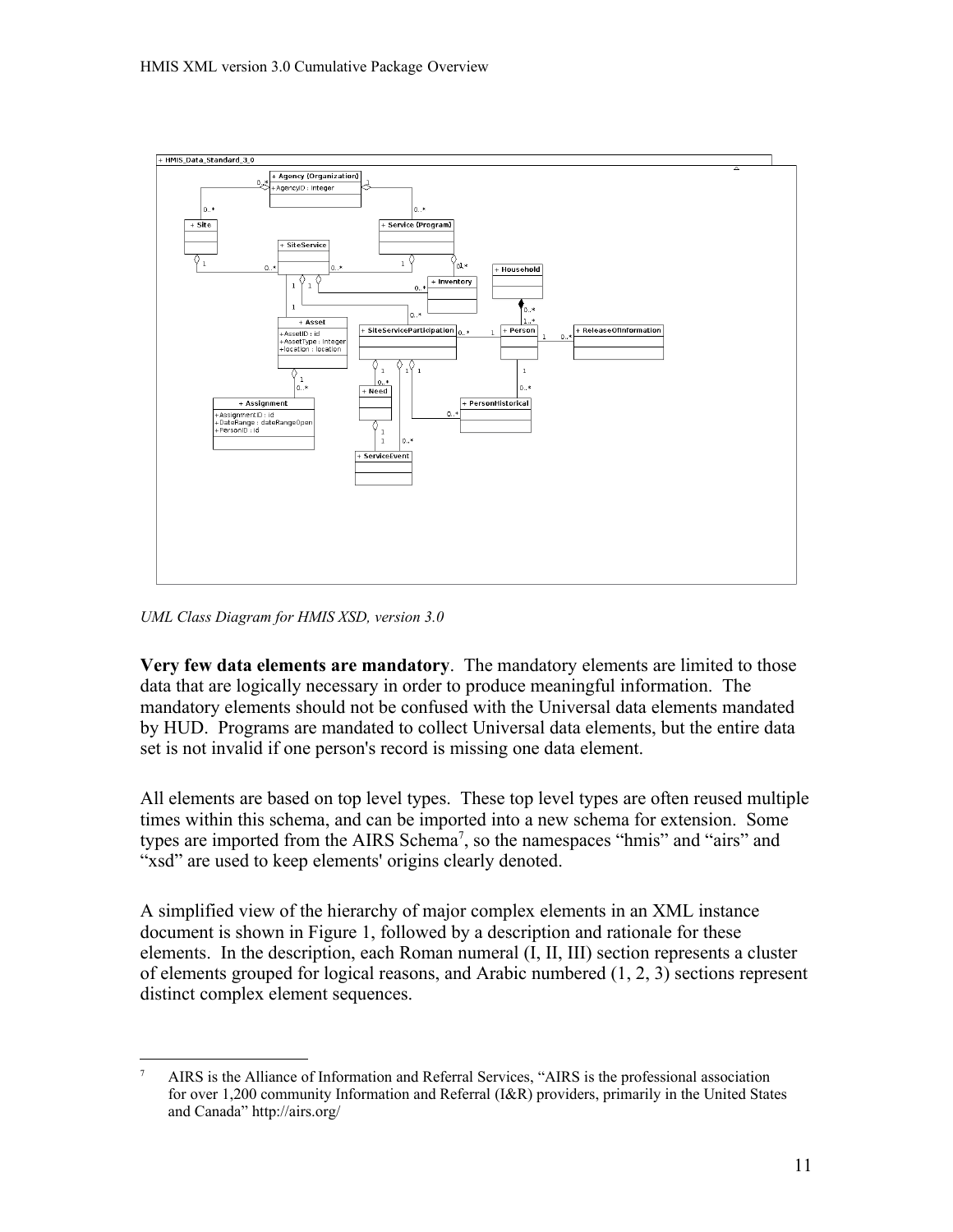*UML Class Diagram for HMIS XSD, version 3.0*

**Very few data elements are mandatory**. The mandatory elements are limited to those data that are logically necessary in order to produce meaningful information. The mandatory elements should not be confused with the Universal data elements mandated by HUD. Programs are mandated to collect Universal data elements, but the entire data set is not invalid if one person's record is missing one data element.

All elements are based on top level types. These top level types are often reused multiple times within this schema, and can be imported into a new schema for extension. Some types are imported from the AIRS Schema[7], so the namespaces "hmis" and "airs" and "xsd" are used to keep elements' origins clearly denoted.

A simplified view of the hierarchy of major complex elements in an XML instance document is shown in Figure 1, followed by a description and rationale for these elements. In the description, each Roman numeral (I, II, III) section represents a cluster of elements grouped for logical reasons, and Arabic numbered (1, 2, 3) sections represent distinct complex element sequences.

[7] AIRS is the Alliance of Information and Referral Services, "AIRS is the professional association for over 1,200 community Information and Referral (I&R) providers, primarily in the United States and Canada" http://airs.org/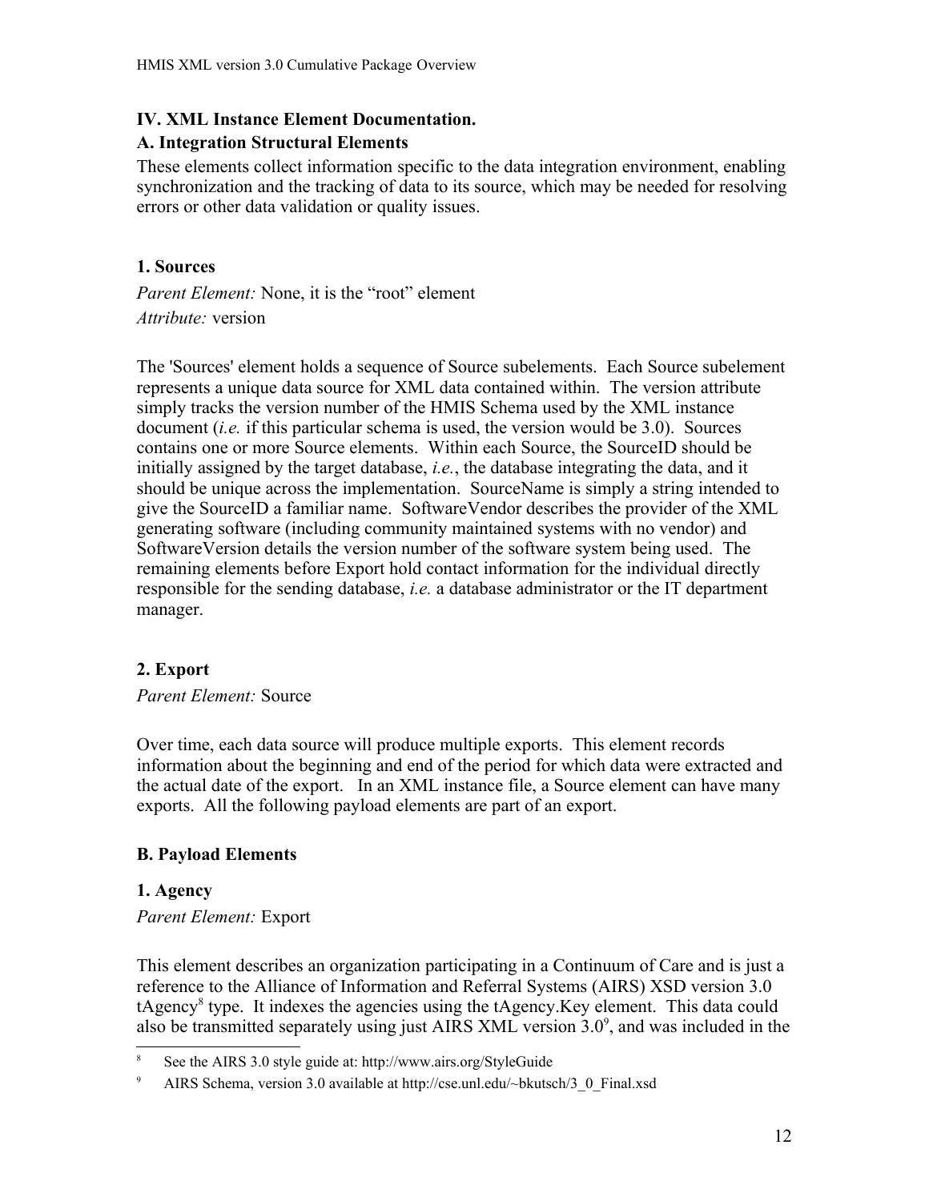## IV. XML Instance Element Documentation.

### A. Integration Structural Elements

These elements collect information specific to the data integration environment, enabling synchronization and the tracking of data to its source, which may be needed for resolving errors or other data validation or quality issues.

#### 1. Sources

*Parent Element:* None, it is the "root" element
*Attribute:* version

The 'Sources' element holds a sequence of Source subelements. Each Source subelement represents a unique data source for XML data contained within. The version attribute simply tracks the version number of the HMIS Schema used by the XML instance document (*i.e.* if this particular schema is used, the version would be 3.0). Sources contains one or more Source elements. Within each Source, the SourceID should be initially assigned by the target database, *i.e.*, the database integrating the data, and it should be unique across the implementation. SourceName is simply a string intended to give the SourceID a familiar name. SoftwareVendor describes the provider of the XML generating software (including community maintained systems with no vendor) and SoftwareVersion details the version number of the software system being used. The remaining elements before Export hold contact information for the individual directly responsible for the sending database, *i.e.* a database administrator or the IT department manager.

#### 2. Export

*Parent Element:* Source

Over time, each data source will produce multiple exports. This element records information about the beginning and end of the period for which data were extracted and the actual date of the export. In an XML instance file, a Source element can have many exports. All the following payload elements are part of an export.

### B. Payload Elements

#### 1. Agency

*Parent Element:* Export

This element describes an organization participating in a Continuum of Care and is just a reference to the Alliance of Information and Referral Systems (AIRS) XSD version 3.0 tAgency[8] type. It indexes the agencies using the tAgency.Key element. This data could also be transmitted separately using just AIRS XML version 3.0[9], and was included in the

---

[8] See the AIRS 3.0 style guide at: http://www.airs.org/StyleGuide

[9] AIRS Schema, version 3.0 available at http://cse.unl.edu/~bkutsch/3_0_Final.xsd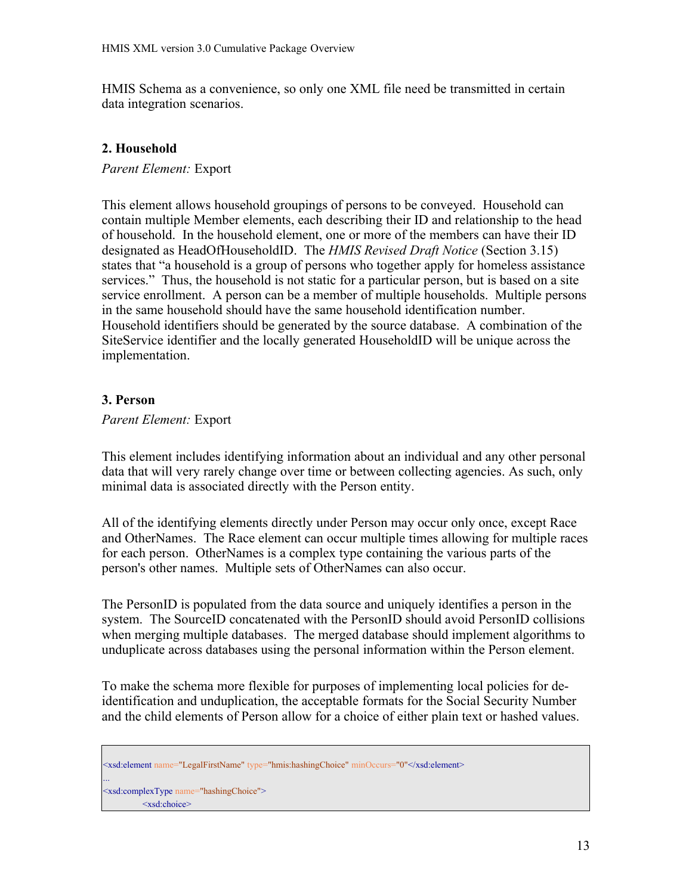HMIS Schema as a convenience, so only one XML file need be transmitted in certain data integration scenarios.

### 2. Household

*Parent Element:* Export

This element allows household groupings of persons to be conveyed. Household can contain multiple Member elements, each describing their ID and relationship to the head of household. In the household element, one or more of the members can have their ID designated as HeadOfHouseholdID. The *HMIS Revised Draft Notice* (Section 3.15) states that "a household is a group of persons who together apply for homeless assistance services." Thus, the household is not static for a particular person, but is based on a site service enrollment. A person can be a member of multiple households. Multiple persons in the same household should have the same household identification number. Household identifiers should be generated by the source database. A combination of the SiteService identifier and the locally generated HouseholdID will be unique across the implementation.

### 3. Person

*Parent Element:* Export

This element includes identifying information about an individual and any other personal data that will very rarely change over time or between collecting agencies. As such, only minimal data is associated directly with the Person entity.

All of the identifying elements directly under Person may occur only once, except Race and OtherNames. The Race element can occur multiple times allowing for multiple races for each person. OtherNames is a complex type containing the various parts of the person's other names. Multiple sets of OtherNames can also occur.

The PersonID is populated from the data source and uniquely identifies a person in the system. The SourceID concatenated with the PersonID should avoid PersonID collisions when merging multiple databases. The merged database should implement algorithms to unduplicate across databases using the personal information within the Person element.

To make the schema more flexible for purposes of implementing local policies for de-identification and unduplication, the acceptable formats for the Social Security Number and the child elements of Person allow for a choice of either plain text or hashed values.

```
<xsd:element name="LegalFirstName" type="hmis:hashingChoice" minOccurs="0"</xsd:element>
...
<xsd:complexType name="hashingChoice">
            <xsd:choice>
```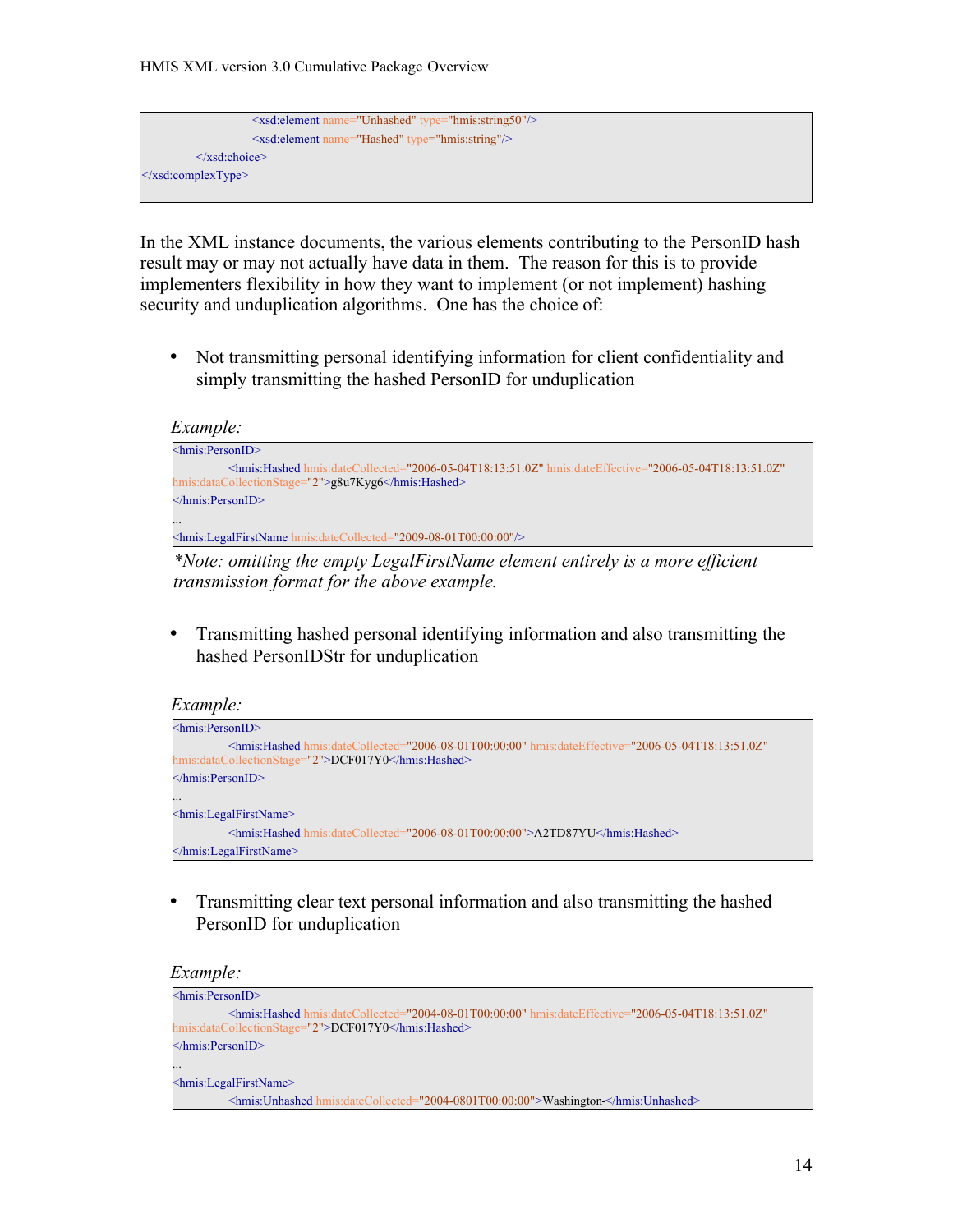```
                    <xsd:element name="Unhashed" type="hmis:string50"/>
                    <xsd:element name="Hashed" type="hmis:string"/>
          </xsd:choice>
</xsd:complexType>
```

In the XML instance documents, the various elements contributing to the PersonID hash result may or may not actually have data in them. The reason for this is to provide implementers flexibility in how they want to implement (or not implement) hashing security and unduplication algorithms. One has the choice of:

- Not transmitting personal identifying information for client confidentiality and simply transmitting the hashed PersonID for unduplication

*Example:*

```
<hmis:PersonID>
          <hmis:Hashed hmis:dateCollected="2006-05-04T18:13:51.0Z" hmis:dateEffective="2006-05-04T18:13:51.0Z"
hmis:dataCollectionStage="2">g8u7Kyg6</hmis:Hashed>
</hmis:PersonID>
...
<hmis:LegalFirstName hmis:dateCollected="2009-08-01T00:00:00"/>
```

*\*Note: omitting the empty LegalFirstName element entirely is a more efficient transmission format for the above example.*

- Transmitting hashed personal identifying information and also transmitting the hashed PersonIDStr for unduplication

*Example:*

```
<hmis:PersonID>
          <hmis:Hashed hmis:dateCollected="2006-08-01T00:00:00" hmis:dateEffective="2006-05-04T18:13:51.0Z"
hmis:dataCollectionStage="2">DCF017Y0</hmis:Hashed>
</hmis:PersonID>
...
<hmis:LegalFirstName>
          <hmis:Hashed hmis:dateCollected="2006-08-01T00:00:00">A2TD87YU</hmis:Hashed>
</hmis:LegalFirstName>
```

- Transmitting clear text personal information and also transmitting the hashed PersonID for unduplication

*Example:*

```
<hmis:PersonID>
          <hmis:Hashed hmis:dateCollected="2004-08-01T00:00:00" hmis:dateEffective="2006-05-04T18:13:51.0Z"
hmis:dataCollectionStage="2">DCF017Y0</hmis:Hashed>
</hmis:PersonID>
...
<hmis:LegalFirstName>
          <hmis:Unhashed hmis:dateCollected="2004-0801T00:00:00">Washington-</hmis:Unhashed>
```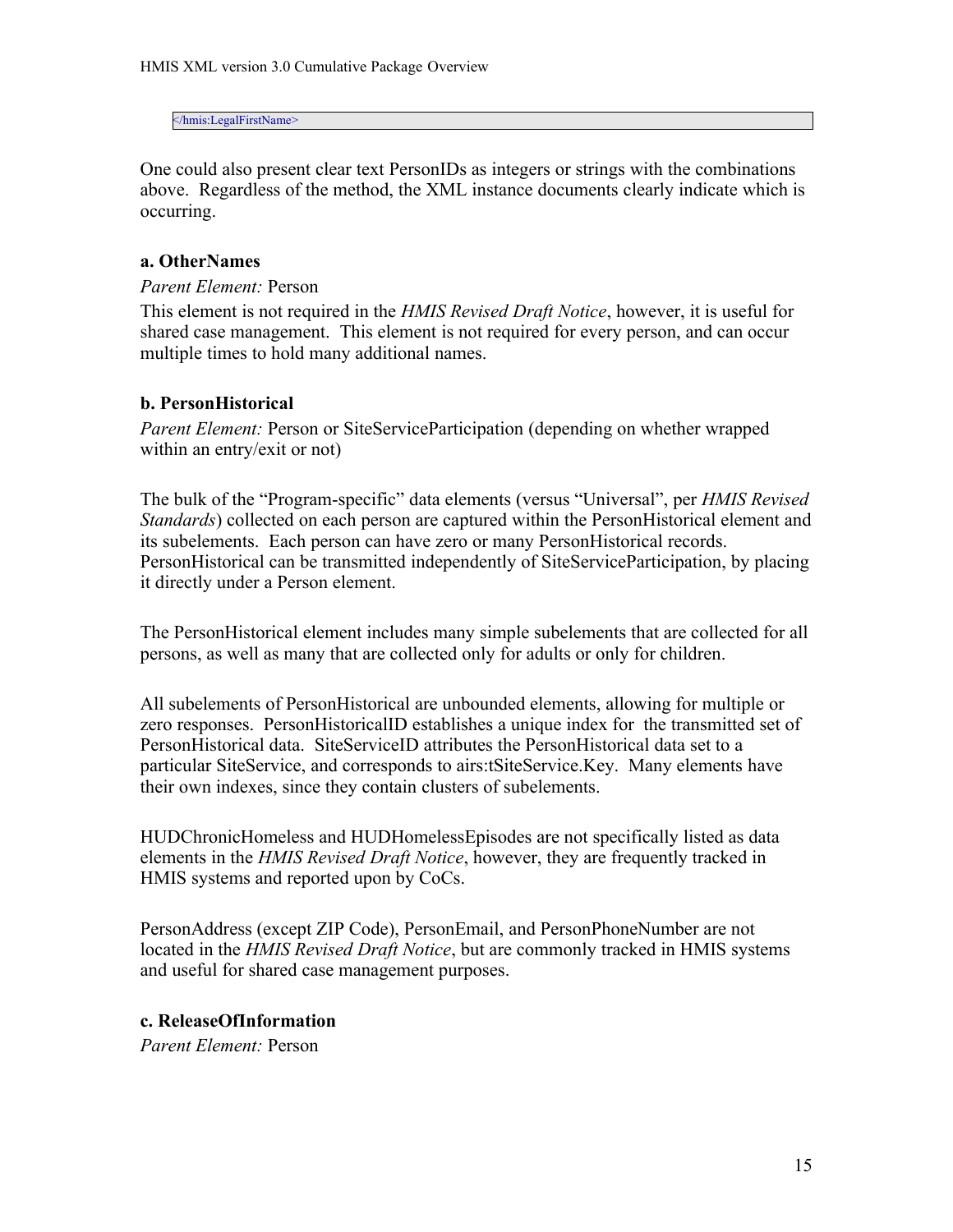```
</hmis:LegalFirstName>
```

One could also present clear text PersonIDs as integers or strings with the combinations above. Regardless of the method, the XML instance documents clearly indicate which is occurring.

**a. OtherNames**

*Parent Element:* Person

This element is not required in the *HMIS Revised Draft Notice*, however, it is useful for shared case management. This element is not required for every person, and can occur multiple times to hold many additional names.

**b. PersonHistorical**

*Parent Element:* Person or SiteServiceParticipation (depending on whether wrapped within an entry/exit or not)

The bulk of the "Program-specific" data elements (versus "Universal", per *HMIS Revised Standards*) collected on each person are captured within the PersonHistorical element and its subelements. Each person can have zero or many PersonHistorical records. PersonHistorical can be transmitted independently of SiteServiceParticipation, by placing it directly under a Person element.

The PersonHistorical element includes many simple subelements that are collected for all persons, as well as many that are collected only for adults or only for children.

All subelements of PersonHistorical are unbounded elements, allowing for multiple or zero responses. PersonHistoricalID establishes a unique index for the transmitted set of PersonHistorical data. SiteServiceID attributes the PersonHistorical data set to a particular SiteService, and corresponds to airs:tSiteService.Key. Many elements have their own indexes, since they contain clusters of subelements.

HUDChronicHomeless and HUDHomelessEpisodes are not specifically listed as data elements in the *HMIS Revised Draft Notice*, however, they are frequently tracked in HMIS systems and reported upon by CoCs.

PersonAddress (except ZIP Code), PersonEmail, and PersonPhoneNumber are not located in the *HMIS Revised Draft Notice*, but are commonly tracked in HMIS systems and useful for shared case management purposes.

**c. ReleaseOfInformation**

*Parent Element:* Person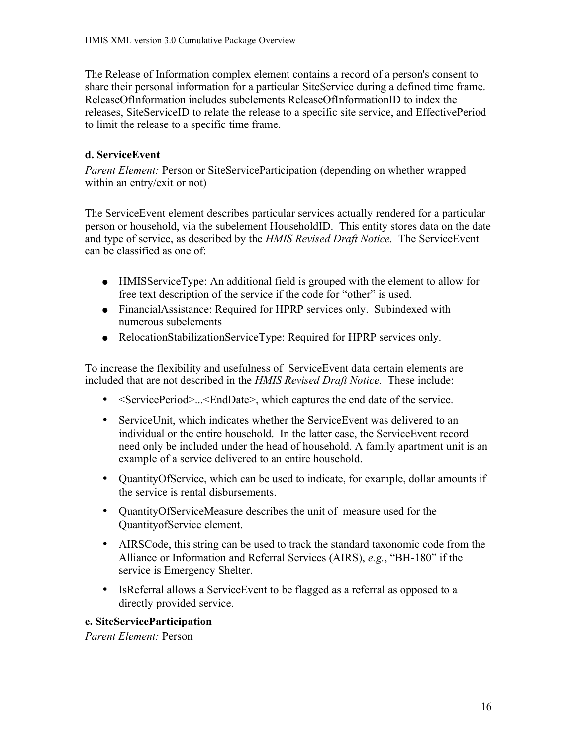The Release of Information complex element contains a record of a person's consent to share their personal information for a particular SiteService during a defined time frame. ReleaseOfInformation includes subelements ReleaseOfInformationID to index the releases, SiteServiceID to relate the release to a specific site service, and EffectivePeriod to limit the release to a specific time frame.

### d. ServiceEvent

*Parent Element:* Person or SiteServiceParticipation (depending on whether wrapped within an entry/exit or not)

The ServiceEvent element describes particular services actually rendered for a particular person or household, via the subelement HouseholdID. This entity stores data on the date and type of service, as described by the *HMIS Revised Draft Notice.* The ServiceEvent can be classified as one of:

- HMISServiceType: An additional field is grouped with the element to allow for free text description of the service if the code for "other" is used.
- FinancialAssistance: Required for HPRP services only. Subindexed with numerous subelements
- RelocationStabilizationServiceType: Required for HPRP services only.

To increase the flexibility and usefulness of ServiceEvent data certain elements are included that are not described in the *HMIS Revised Draft Notice.* These include:

- <ServicePeriod>...<EndDate>, which captures the end date of the service.
- ServiceUnit, which indicates whether the ServiceEvent was delivered to an individual or the entire household. In the latter case, the ServiceEvent record need only be included under the head of household. A family apartment unit is an example of a service delivered to an entire household.
- QuantityOfService, which can be used to indicate, for example, dollar amounts if the service is rental disbursements.
- QuantityOfServiceMeasure describes the unit of measure used for the QuantityofService element.
- AIRSCode, this string can be used to track the standard taxonomic code from the Alliance or Information and Referral Services (AIRS), *e.g.*, "BH-180" if the service is Emergency Shelter.
- IsReferral allows a ServiceEvent to be flagged as a referral as opposed to a directly provided service.

### e. SiteServiceParticipation

*Parent Element:* Person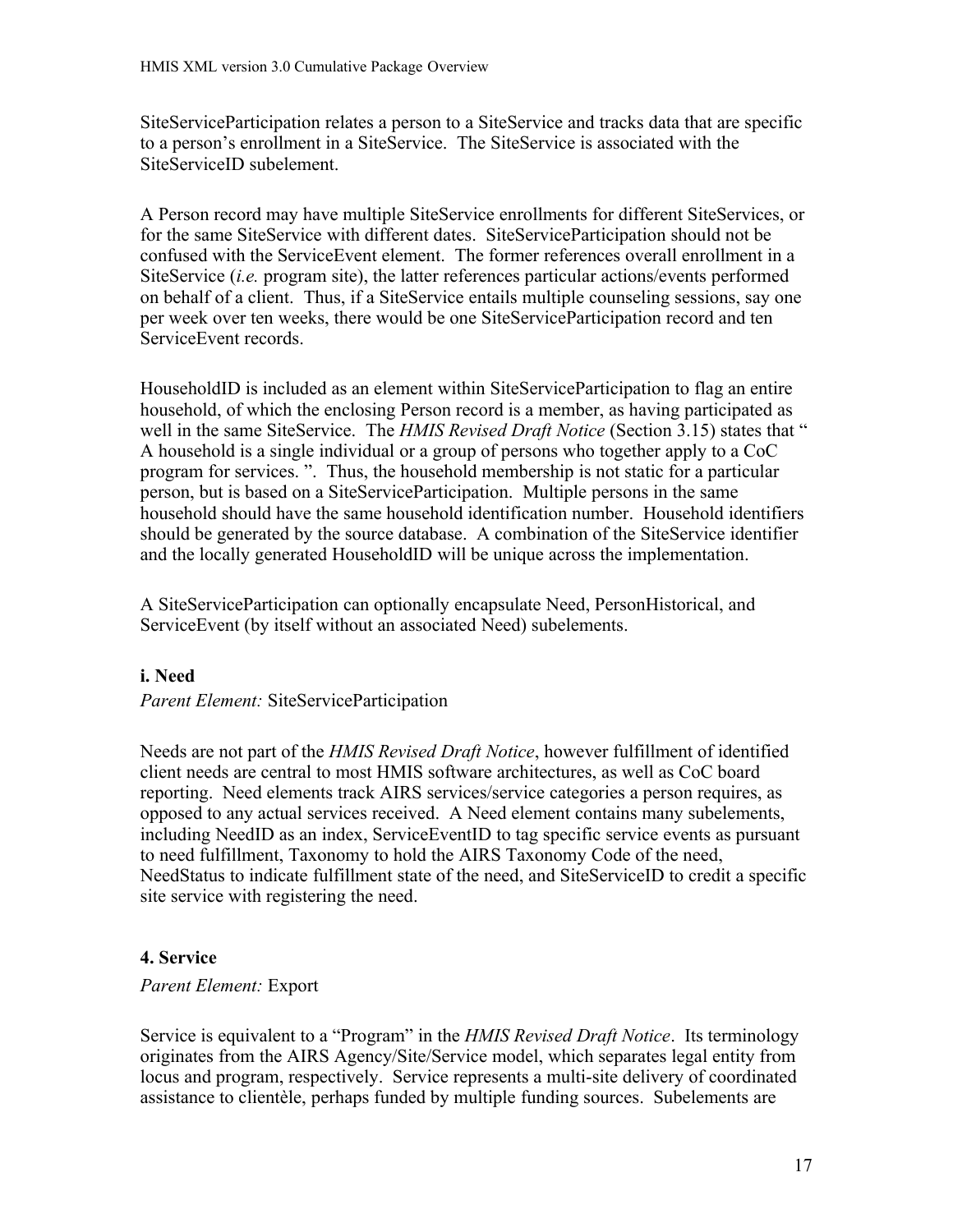SiteServiceParticipation relates a person to a SiteService and tracks data that are specific to a person's enrollment in a SiteService. The SiteService is associated with the SiteServiceID subelement.

A Person record may have multiple SiteService enrollments for different SiteServices, or for the same SiteService with different dates. SiteServiceParticipation should not be confused with the ServiceEvent element. The former references overall enrollment in a SiteService (*i.e.* program site), the latter references particular actions/events performed on behalf of a client. Thus, if a SiteService entails multiple counseling sessions, say one per week over ten weeks, there would be one SiteServiceParticipation record and ten ServiceEvent records.

HouseholdID is included as an element within SiteServiceParticipation to flag an entire household, of which the enclosing Person record is a member, as having participated as well in the same SiteService. The *HMIS Revised Draft Notice* (Section 3.15) states that " A household is a single individual or a group of persons who together apply to a CoC program for services. ". Thus, the household membership is not static for a particular person, but is based on a SiteServiceParticipation. Multiple persons in the same household should have the same household identification number. Household identifiers should be generated by the source database. A combination of the SiteService identifier and the locally generated HouseholdID will be unique across the implementation.

A SiteServiceParticipation can optionally encapsulate Need, PersonHistorical, and ServiceEvent (by itself without an associated Need) subelements.

**i. Need**

*Parent Element:* SiteServiceParticipation

Needs are not part of the *HMIS Revised Draft Notice*, however fulfillment of identified client needs are central to most HMIS software architectures, as well as CoC board reporting. Need elements track AIRS services/service categories a person requires, as opposed to any actual services received. A Need element contains many subelements, including NeedID as an index, ServiceEventID to tag specific service events as pursuant to need fulfillment, Taxonomy to hold the AIRS Taxonomy Code of the need, NeedStatus to indicate fulfillment state of the need, and SiteServiceID to credit a specific site service with registering the need.

**4. Service**

*Parent Element:* Export

Service is equivalent to a "Program" in the *HMIS Revised Draft Notice*. Its terminology originates from the AIRS Agency/Site/Service model, which separates legal entity from locus and program, respectively. Service represents a multi-site delivery of coordinated assistance to clientèle, perhaps funded by multiple funding sources. Subelements are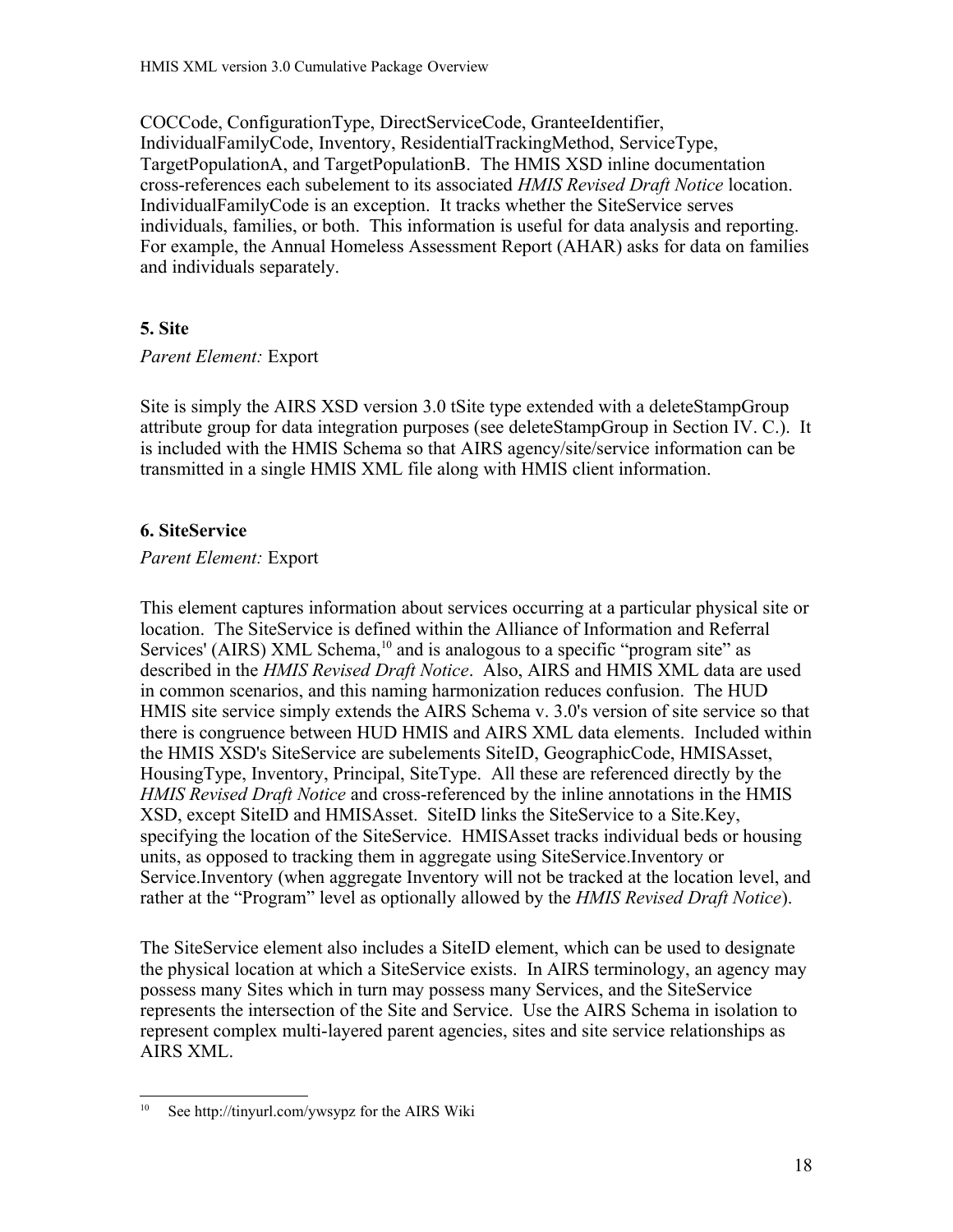COCCode, ConfigurationType, DirectServiceCode, GranteeIdentifier, IndividualFamilyCode, Inventory, ResidentialTrackingMethod, ServiceType, TargetPopulationA, and TargetPopulationB. The HMIS XSD inline documentation cross-references each subelement to its associated *HMIS Revised Draft Notice* location. IndividualFamilyCode is an exception. It tracks whether the SiteService serves individuals, families, or both. This information is useful for data analysis and reporting. For example, the Annual Homeless Assessment Report (AHAR) asks for data on families and individuals separately.

### 5. Site

*Parent Element:* Export

Site is simply the AIRS XSD version 3.0 tSite type extended with a deleteStampGroup attribute group for data integration purposes (see deleteStampGroup in Section IV. C.). It is included with the HMIS Schema so that AIRS agency/site/service information can be transmitted in a single HMIS XML file along with HMIS client information.

### 6. SiteService

*Parent Element:* Export

This element captures information about services occurring at a particular physical site or location. The SiteService is defined within the Alliance of Information and Referral Services' (AIRS) XML Schema,[10] and is analogous to a specific "program site" as described in the *HMIS Revised Draft Notice*. Also, AIRS and HMIS XML data are used in common scenarios, and this naming harmonization reduces confusion. The HUD HMIS site service simply extends the AIRS Schema v. 3.0's version of site service so that there is congruence between HUD HMIS and AIRS XML data elements. Included within the HMIS XSD's SiteService are subelements SiteID, GeographicCode, HMISAsset, HousingType, Inventory, Principal, SiteType. All these are referenced directly by the *HMIS Revised Draft Notice* and cross-referenced by the inline annotations in the HMIS XSD, except SiteID and HMISAsset. SiteID links the SiteService to a Site.Key, specifying the location of the SiteService. HMISAsset tracks individual beds or housing units, as opposed to tracking them in aggregate using SiteService.Inventory or Service.Inventory (when aggregate Inventory will not be tracked at the location level, and rather at the "Program" level as optionally allowed by the *HMIS Revised Draft Notice*).

The SiteService element also includes a SiteID element, which can be used to designate the physical location at which a SiteService exists. In AIRS terminology, an agency may possess many Sites which in turn may possess many Services, and the SiteService represents the intersection of the Site and Service. Use the AIRS Schema in isolation to represent complex multi-layered parent agencies, sites and site service relationships as AIRS XML.

---

[10] See http://tinyurl.com/ywsypz for the AIRS Wiki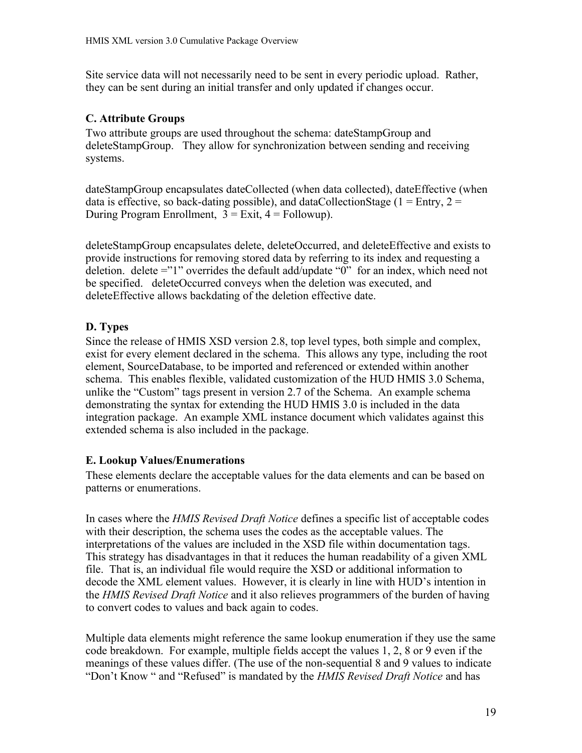Site service data will not necessarily need to be sent in every periodic upload. Rather, they can be sent during an initial transfer and only updated if changes occur.

### C. Attribute Groups

Two attribute groups are used throughout the schema: dateStampGroup and deleteStampGroup. They allow for synchronization between sending and receiving systems.

dateStampGroup encapsulates dateCollected (when data collected), dateEffective (when data is effective, so back-dating possible), and dataCollectionStage (1 = Entry, 2 = During Program Enrollment, 3 = Exit, 4 = Followup).

deleteStampGroup encapsulates delete, deleteOccurred, and deleteEffective and exists to provide instructions for removing stored data by referring to its index and requesting a deletion. delete =”1” overrides the default add/update “0” for an index, which need not be specified. deleteOccurred conveys when the deletion was executed, and deleteEffective allows backdating of the deletion effective date.

### D. Types

Since the release of HMIS XSD version 2.8, top level types, both simple and complex, exist for every element declared in the schema. This allows any type, including the root element, SourceDatabase, to be imported and referenced or extended within another schema. This enables flexible, validated customization of the HUD HMIS 3.0 Schema, unlike the “Custom” tags present in version 2.7 of the Schema. An example schema demonstrating the syntax for extending the HUD HMIS 3.0 is included in the data integration package. An example XML instance document which validates against this extended schema is also included in the package.

### E. Lookup Values/Enumerations

These elements declare the acceptable values for the data elements and can be based on patterns or enumerations.

In cases where the *HMIS Revised Draft Notice* defines a specific list of acceptable codes with their description, the schema uses the codes as the acceptable values. The interpretations of the values are included in the XSD file within documentation tags. This strategy has disadvantages in that it reduces the human readability of a given XML file. That is, an individual file would require the XSD or additional information to decode the XML element values. However, it is clearly in line with HUD’s intention in the *HMIS Revised Draft Notice* and it also relieves programmers of the burden of having to convert codes to values and back again to codes.

Multiple data elements might reference the same lookup enumeration if they use the same code breakdown. For example, multiple fields accept the values 1, 2, 8 or 9 even if the meanings of these values differ. (The use of the non-sequential 8 and 9 values to indicate “Don’t Know “ and “Refused” is mandated by the *HMIS Revised Draft Notice* and has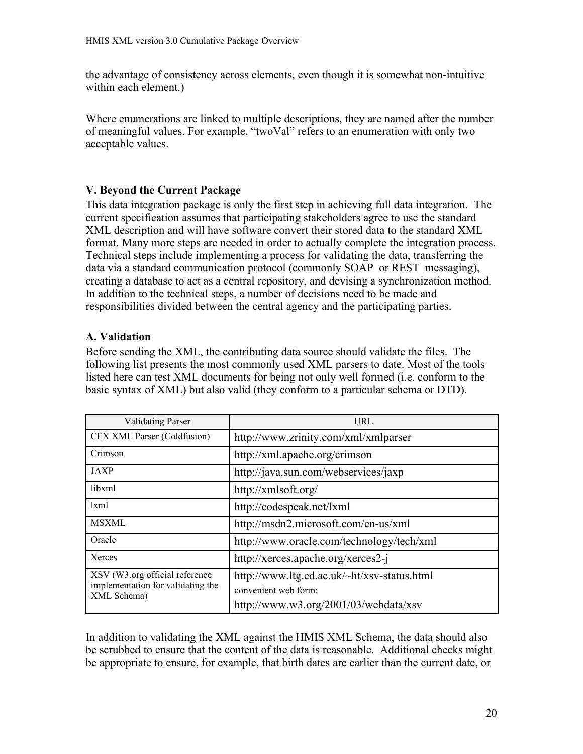the advantage of consistency across elements, even though it is somewhat non-intuitive within each element.)

Where enumerations are linked to multiple descriptions, they are named after the number of meaningful values. For example, "twoVal" refers to an enumeration with only two acceptable values.

## V. Beyond the Current Package

This data integration package is only the first step in achieving full data integration. The current specification assumes that participating stakeholders agree to use the standard XML description and will have software convert their stored data to the standard XML format. Many more steps are needed in order to actually complete the integration process. Technical steps include implementing a process for validating the data, transferring the data via a standard communication protocol (commonly SOAP or REST messaging), creating a database to act as a central repository, and devising a synchronization method. In addition to the technical steps, a number of decisions need to be made and responsibilities divided between the central agency and the participating parties.

### A. Validation

Before sending the XML, the contributing data source should validate the files. The following list presents the most commonly used XML parsers to date. Most of the tools listed here can test XML documents for being not only well formed (i.e. conform to the basic syntax of XML) but also valid (they conform to a particular schema or DTD).

| Validating Parser | URL |
|---|---|
| CFX XML Parser (Coldfusion) | http://www.zrinity.com/xml/xmlparser |
| Crimson | http://xml.apache.org/crimson |
| JAXP | http://java.sun.com/webservices/jaxp |
| libxml | http://xmlsoft.org/ |
| lxml | http://codespeak.net/lxml |
| MSXML | http://msdn2.microsoft.com/en-us/xml |
| Oracle | http://www.oracle.com/technology/tech/xml |
| Xerces | http://xerces.apache.org/xerces2-j |
| XSV (W3.org official reference implementation for validating the XML Schema) | http://www.ltg.ed.ac.uk/~ht/xsv-status.html<br>convenient web form:<br>http://www.w3.org/2001/03/webdata/xsv |

In addition to validating the XML against the HMIS XML Schema, the data should also be scrubbed to ensure that the content of the data is reasonable. Additional checks might be appropriate to ensure, for example, that birth dates are earlier than the current date, or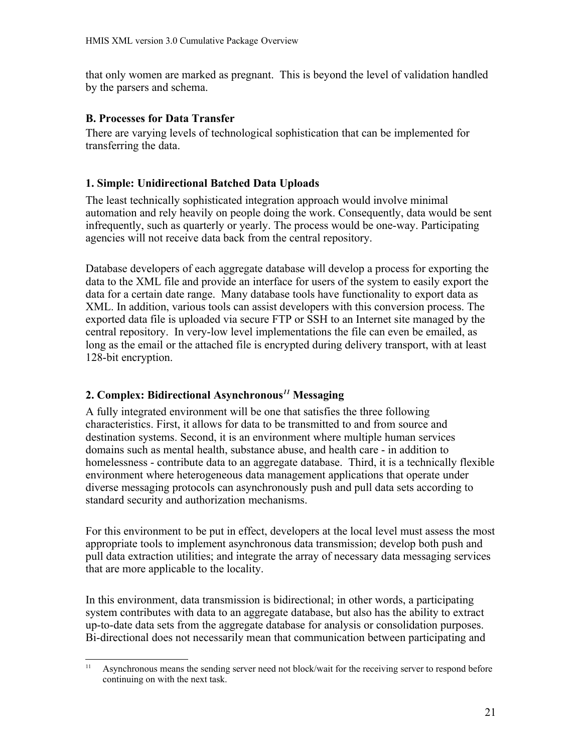that only women are marked as pregnant. This is beyond the level of validation handled by the parsers and schema.

### B. Processes for Data Transfer

There are varying levels of technological sophistication that can be implemented for transferring the data.

#### 1. Simple: Unidirectional Batched Data Uploads

The least technically sophisticated integration approach would involve minimal automation and rely heavily on people doing the work. Consequently, data would be sent infrequently, such as quarterly or yearly. The process would be one-way. Participating agencies will not receive data back from the central repository.

Database developers of each aggregate database will develop a process for exporting the data to the XML file and provide an interface for users of the system to easily export the data for a certain date range. Many database tools have functionality to export data as XML. In addition, various tools can assist developers with this conversion process. The exported data file is uploaded via secure FTP or SSH to an Internet site managed by the central repository. In very-low level implementations the file can even be emailed, as long as the email or the attached file is encrypted during delivery transport, with at least 128-bit encryption.

#### 2. Complex: Bidirectional Asynchronous[11] Messaging

A fully integrated environment will be one that satisfies the three following characteristics. First, it allows for data to be transmitted to and from source and destination systems. Second, it is an environment where multiple human services domains such as mental health, substance abuse, and health care - in addition to homelessness - contribute data to an aggregate database. Third, it is a technically flexible environment where heterogeneous data management applications that operate under diverse messaging protocols can asynchronously push and pull data sets according to standard security and authorization mechanisms.

For this environment to be put in effect, developers at the local level must assess the most appropriate tools to implement asynchronous data transmission; develop both push and pull data extraction utilities; and integrate the array of necessary data messaging services that are more applicable to the locality.

In this environment, data transmission is bidirectional; in other words, a participating system contributes with data to an aggregate database, but also has the ability to extract up-to-date data sets from the aggregate database for analysis or consolidation purposes. Bi-directional does not necessarily mean that communication between participating and

---

[11] Asynchronous means the sending server need not block/wait for the receiving server to respond before continuing on with the next task.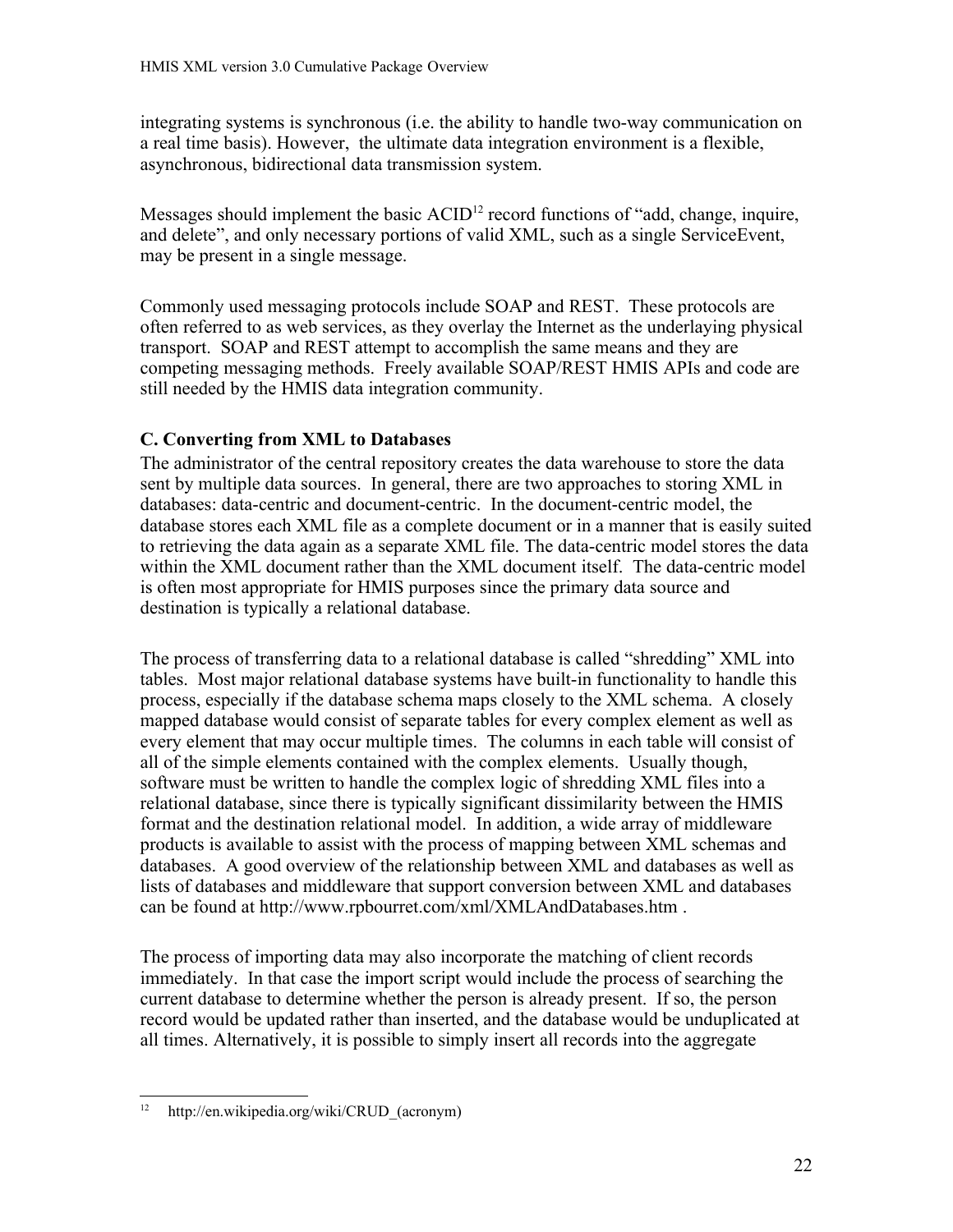integrating systems is synchronous (i.e. the ability to handle two-way communication on a real time basis). However, the ultimate data integration environment is a flexible, asynchronous, bidirectional data transmission system.

Messages should implement the basic ACID[12] record functions of "add, change, inquire, and delete", and only necessary portions of valid XML, such as a single ServiceEvent, may be present in a single message.

Commonly used messaging protocols include SOAP and REST. These protocols are often referred to as web services, as they overlay the Internet as the underlaying physical transport. SOAP and REST attempt to accomplish the same means and they are competing messaging methods. Freely available SOAP/REST HMIS APIs and code are still needed by the HMIS data integration community.

### C. Converting from XML to Databases

The administrator of the central repository creates the data warehouse to store the data sent by multiple data sources. In general, there are two approaches to storing XML in databases: data-centric and document-centric. In the document-centric model, the database stores each XML file as a complete document or in a manner that is easily suited to retrieving the data again as a separate XML file. The data-centric model stores the data within the XML document rather than the XML document itself. The data-centric model is often most appropriate for HMIS purposes since the primary data source and destination is typically a relational database.

The process of transferring data to a relational database is called "shredding" XML into tables. Most major relational database systems have built-in functionality to handle this process, especially if the database schema maps closely to the XML schema. A closely mapped database would consist of separate tables for every complex element as well as every element that may occur multiple times. The columns in each table will consist of all of the simple elements contained with the complex elements. Usually though, software must be written to handle the complex logic of shredding XML files into a relational database, since there is typically significant dissimilarity between the HMIS format and the destination relational model. In addition, a wide array of middleware products is available to assist with the process of mapping between XML schemas and databases. A good overview of the relationship between XML and databases as well as lists of databases and middleware that support conversion between XML and databases can be found at http://www.rpbourret.com/xml/XMLAndDatabases.htm .

The process of importing data may also incorporate the matching of client records immediately. In that case the import script would include the process of searching the current database to determine whether the person is already present. If so, the person record would be updated rather than inserted, and the database would be unduplicated at all times. Alternatively, it is possible to simply insert all records into the aggregate

---

[12] http://en.wikipedia.org/wiki/CRUD_(acronym)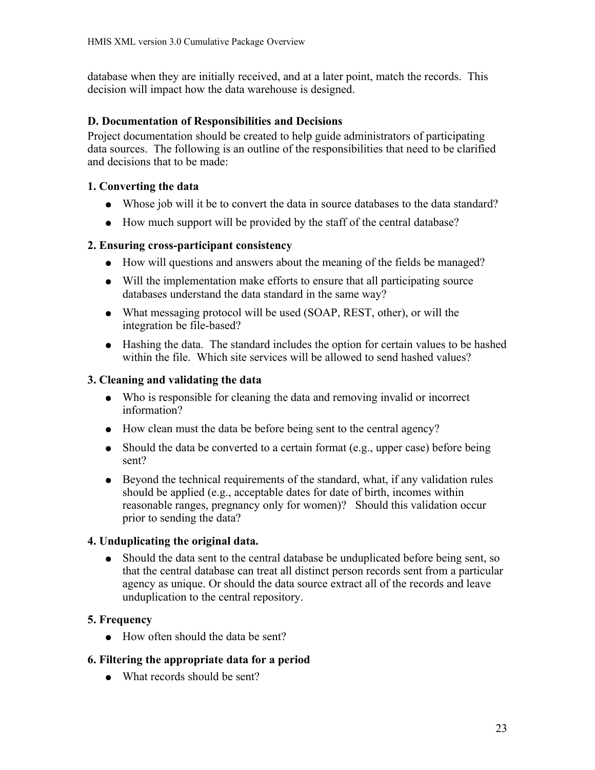database when they are initially received, and at a later point, match the records. This decision will impact how the data warehouse is designed.

### D. Documentation of Responsibilities and Decisions

Project documentation should be created to help guide administrators of participating data sources. The following is an outline of the responsibilities that need to be clarified and decisions that to be made:

#### 1. Converting the data

- Whose job will it be to convert the data in source databases to the data standard?
- How much support will be provided by the staff of the central database?

#### 2. Ensuring cross-participant consistency

- How will questions and answers about the meaning of the fields be managed?
- Will the implementation make efforts to ensure that all participating source databases understand the data standard in the same way?
- What messaging protocol will be used (SOAP, REST, other), or will the integration be file-based?
- Hashing the data. The standard includes the option for certain values to be hashed within the file. Which site services will be allowed to send hashed values?

#### 3. Cleaning and validating the data

- Who is responsible for cleaning the data and removing invalid or incorrect information?
- How clean must the data be before being sent to the central agency?
- Should the data be converted to a certain format (e.g., upper case) before being sent?
- Beyond the technical requirements of the standard, what, if any validation rules should be applied (e.g., acceptable dates for date of birth, incomes within reasonable ranges, pregnancy only for women)? Should this validation occur prior to sending the data?

#### 4. Unduplicating the original data.

- Should the data sent to the central database be unduplicated before being sent, so that the central database can treat all distinct person records sent from a particular agency as unique. Or should the data source extract all of the records and leave unduplication to the central repository.

#### 5. Frequency

- How often should the data be sent?

#### 6. Filtering the appropriate data for a period

- What records should be sent?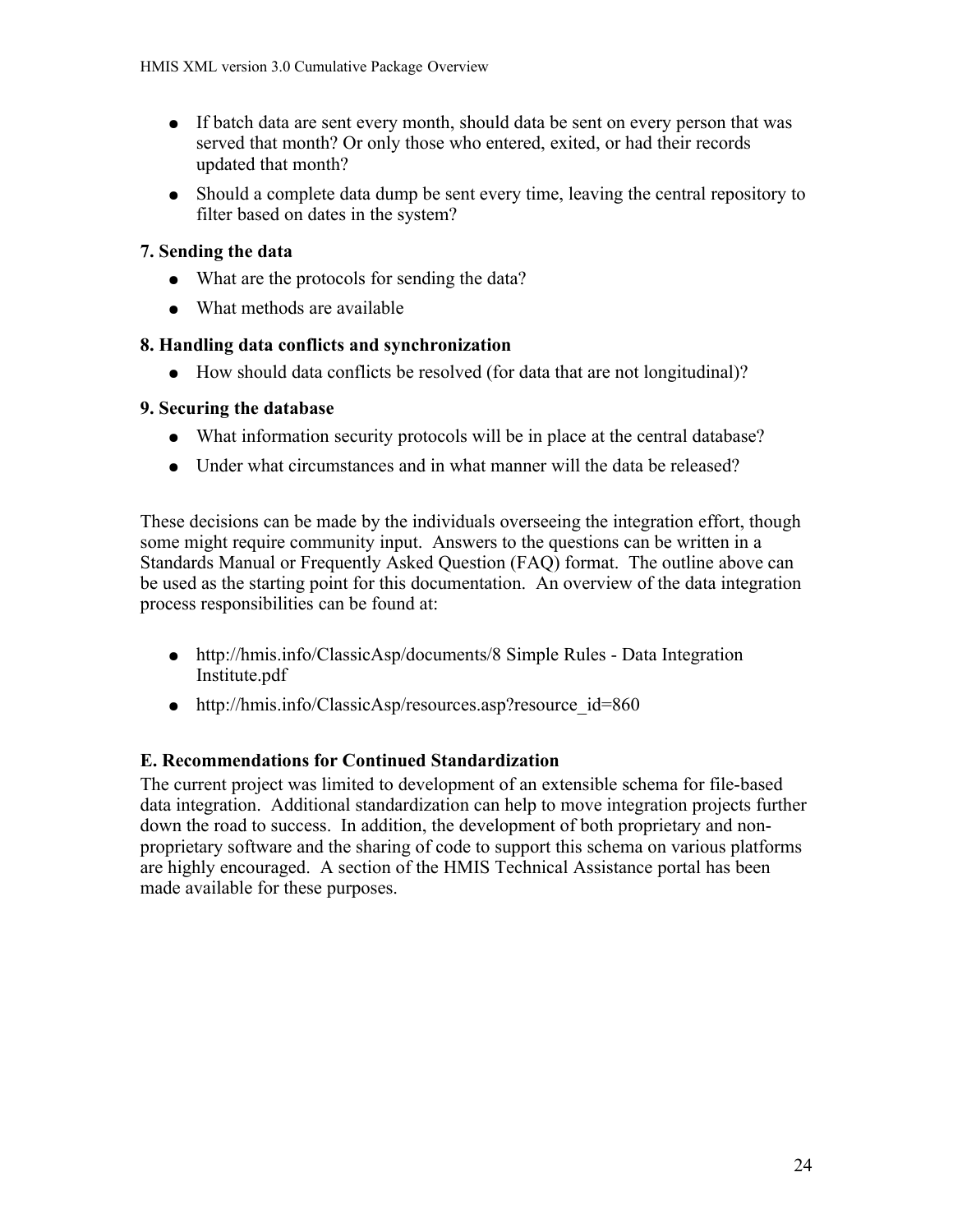- If batch data are sent every month, should data be sent on every person that was served that month? Or only those who entered, exited, or had their records updated that month?
- Should a complete data dump be sent every time, leaving the central repository to filter based on dates in the system?

**7. Sending the data**

- What are the protocols for sending the data?
- What methods are available

**8. Handling data conflicts and synchronization**

- How should data conflicts be resolved (for data that are not longitudinal)?

**9. Securing the database**

- What information security protocols will be in place at the central database?
- Under what circumstances and in what manner will the data be released?

These decisions can be made by the individuals overseeing the integration effort, though some might require community input. Answers to the questions can be written in a Standards Manual or Frequently Asked Question (FAQ) format. The outline above can be used as the starting point for this documentation. An overview of the data integration process responsibilities can be found at:

- http://hmis.info/ClassicAsp/documents/8 Simple Rules - Data Integration Institute.pdf
- http://hmis.info/ClassicAsp/resources.asp?resource_id=860

### E. Recommendations for Continued Standardization

The current project was limited to development of an extensible schema for file-based data integration. Additional standardization can help to move integration projects further down the road to success. In addition, the development of both proprietary and non-proprietary software and the sharing of code to support this schema on various platforms are highly encouraged. A section of the HMIS Technical Assistance portal has been made available for these purposes.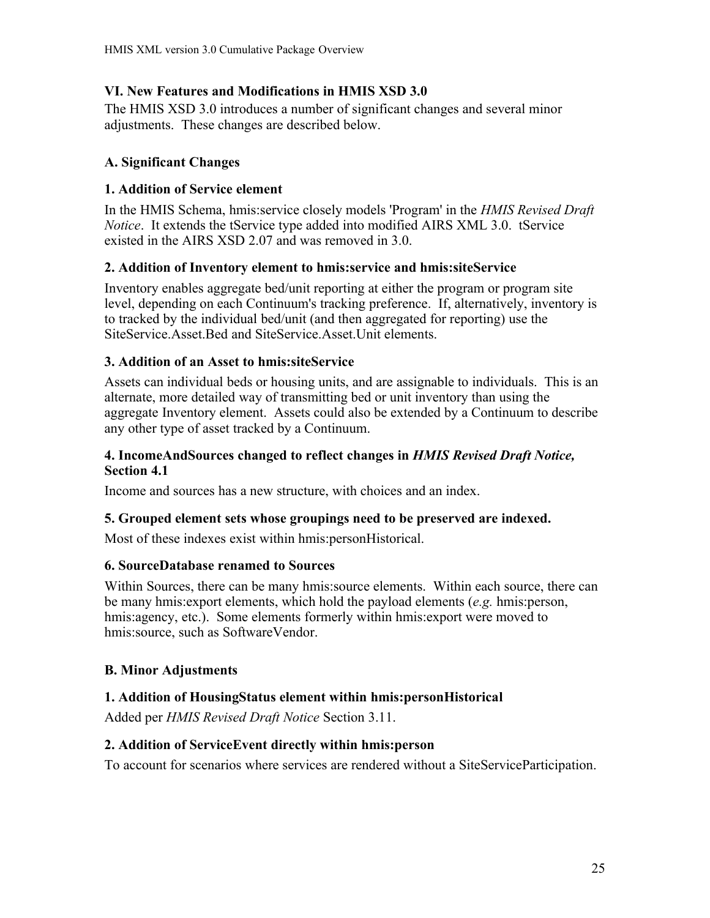## VI. New Features and Modifications in HMIS XSD 3.0

The HMIS XSD 3.0 introduces a number of significant changes and several minor adjustments. These changes are described below.

### A. Significant Changes

#### 1. Addition of Service element

In the HMIS Schema, hmis:service closely models 'Program' in the *HMIS Revised Draft Notice*. It extends the tService type added into modified AIRS XML 3.0. tService existed in the AIRS XSD 2.07 and was removed in 3.0.

#### 2. Addition of Inventory element to hmis:service and hmis:siteService

Inventory enables aggregate bed/unit reporting at either the program or program site level, depending on each Continuum's tracking preference. If, alternatively, inventory is to tracked by the individual bed/unit (and then aggregated for reporting) use the SiteService.Asset.Bed and SiteService.Asset.Unit elements.

#### 3. Addition of an Asset to hmis:siteService

Assets can individual beds or housing units, and are assignable to individuals. This is an alternate, more detailed way of transmitting bed or unit inventory than using the aggregate Inventory element. Assets could also be extended by a Continuum to describe any other type of asset tracked by a Continuum.

#### 4. IncomeAndSources changed to reflect changes in *HMIS Revised Draft Notice,* Section 4.1

Income and sources has a new structure, with choices and an index.

#### 5. Grouped element sets whose groupings need to be preserved are indexed.

Most of these indexes exist within hmis:personHistorical.

#### 6. SourceDatabase renamed to Sources

Within Sources, there can be many hmis:source elements. Within each source, there can be many hmis:export elements, which hold the payload elements (*e.g.* hmis:person, hmis:agency, etc.). Some elements formerly within hmis:export were moved to hmis:source, such as SoftwareVendor.

### B. Minor Adjustments

#### 1. Addition of HousingStatus element within hmis:personHistorical

Added per *HMIS Revised Draft Notice* Section 3.11.

#### 2. Addition of ServiceEvent directly within hmis:person

To account for scenarios where services are rendered without a SiteServiceParticipation.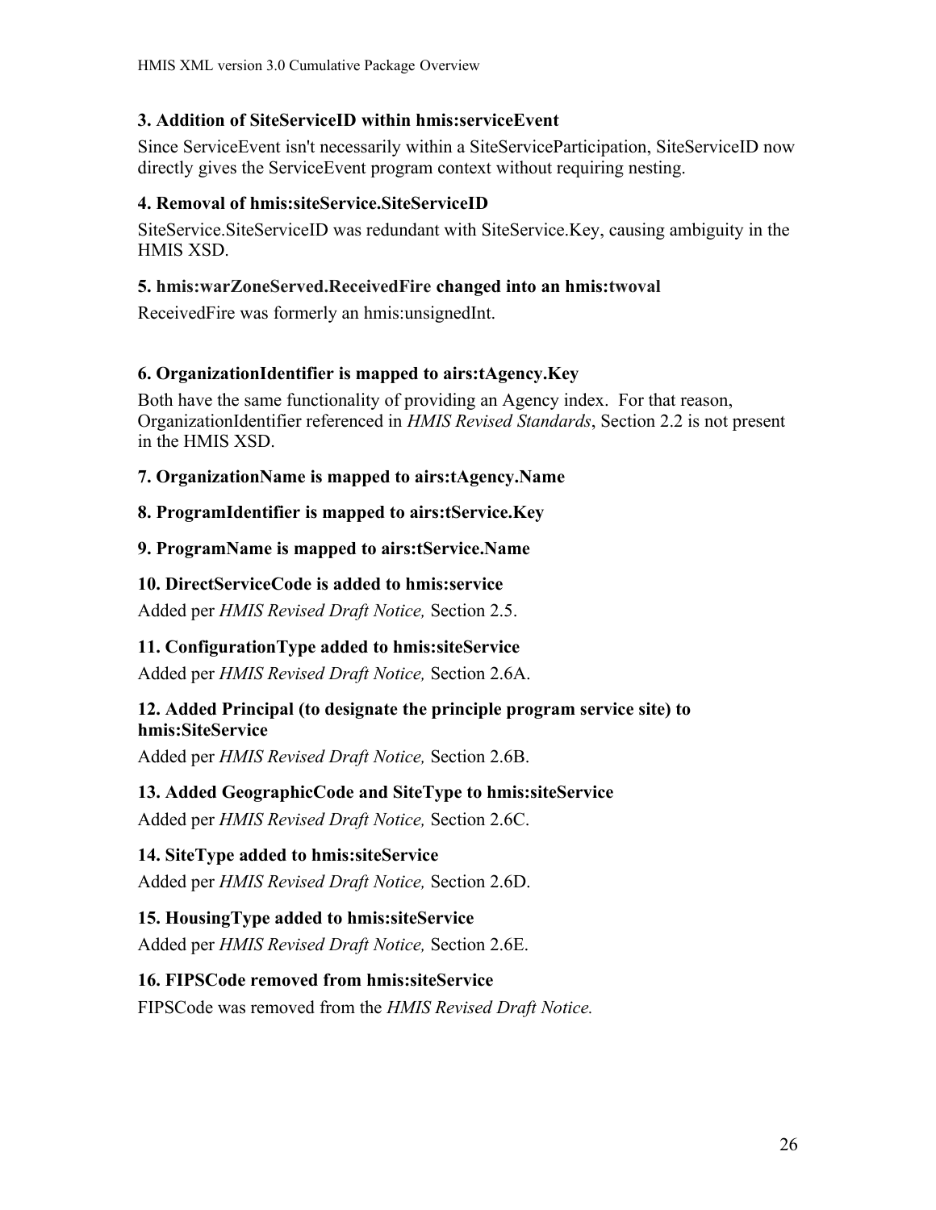### 3. Addition of SiteServiceID within hmis:serviceEvent

Since ServiceEvent isn't necessarily within a SiteServiceParticipation, SiteServiceID now directly gives the ServiceEvent program context without requiring nesting.

### 4. Removal of hmis:siteService.SiteServiceID

SiteService.SiteServiceID was redundant with SiteService.Key, causing ambiguity in the HMIS XSD.

### 5. hmis:warZoneServed.ReceivedFire changed into an hmis:twoval

ReceivedFire was formerly an hmis:unsignedInt.

### 6. OrganizationIdentifier is mapped to airs:tAgency.Key

Both have the same functionality of providing an Agency index. For that reason, OrganizationIdentifier referenced in *HMIS Revised Standards*, Section 2.2 is not present in the HMIS XSD.

### 7. OrganizationName is mapped to airs:tAgency.Name

### 8. ProgramIdentifier is mapped to airs:tService.Key

### 9. ProgramName is mapped to airs:tService.Name

### 10. DirectServiceCode is added to hmis:service

Added per *HMIS Revised Draft Notice,* Section 2.5.

### 11. ConfigurationType added to hmis:siteService

Added per *HMIS Revised Draft Notice,* Section 2.6A.

### 12. Added Principal (to designate the principle program service site) to hmis:SiteService

Added per *HMIS Revised Draft Notice,* Section 2.6B.

### 13. Added GeographicCode and SiteType to hmis:siteService

Added per *HMIS Revised Draft Notice,* Section 2.6C.

### 14. SiteType added to hmis:siteService

Added per *HMIS Revised Draft Notice,* Section 2.6D.

### 15. HousingType added to hmis:siteService

Added per *HMIS Revised Draft Notice,* Section 2.6E.

### 16. FIPSCode removed from hmis:siteService

FIPSCode was removed from the *HMIS Revised Draft Notice.*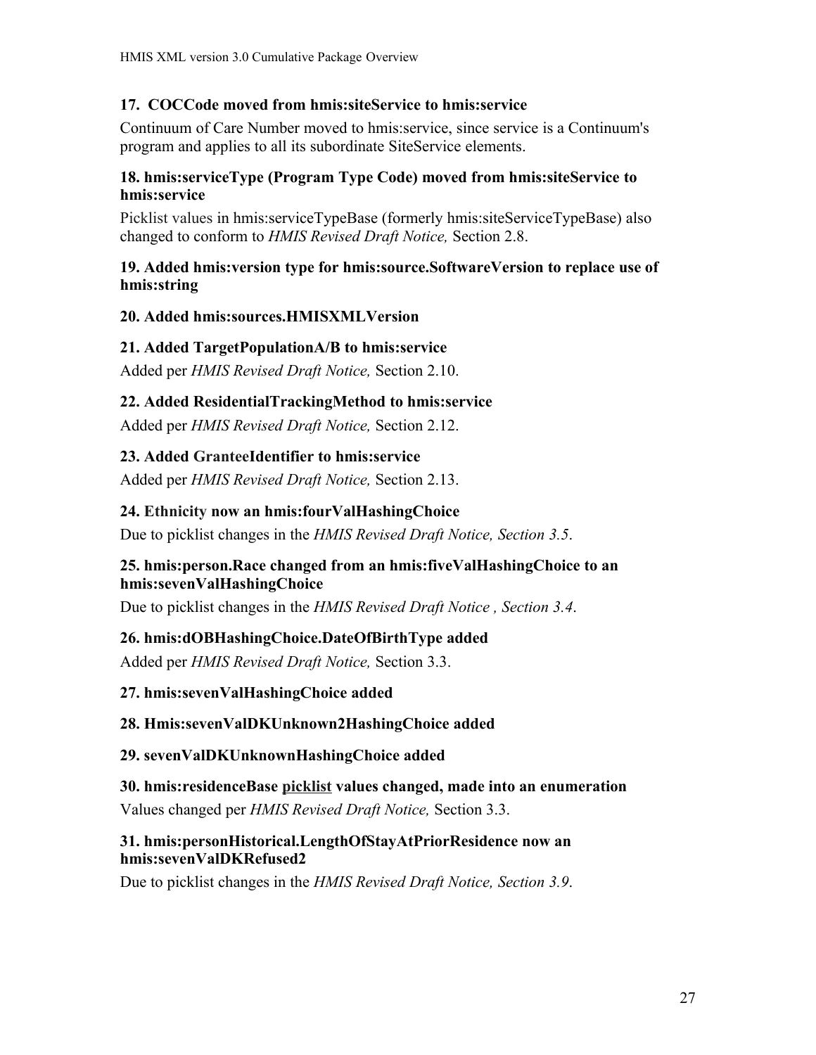### 17. COCCode moved from hmis:siteService to hmis:service

Continuum of Care Number moved to hmis:service, since service is a Continuum's program and applies to all its subordinate SiteService elements.

### 18. hmis:serviceType (Program Type Code) moved from hmis:siteService to hmis:service

Picklist values in hmis:serviceTypeBase (formerly hmis:siteServiceTypeBase) also changed to conform to *HMIS Revised Draft Notice,* Section 2.8.

### 19. Added hmis:version type for hmis:source.SoftwareVersion to replace use of hmis:string

### 20. Added hmis:sources.HMISXMLVersion

### 21. Added TargetPopulationA/B to hmis:service

Added per *HMIS Revised Draft Notice,* Section 2.10.

### 22. Added ResidentialTrackingMethod to hmis:service

Added per *HMIS Revised Draft Notice,* Section 2.12.

### 23. Added GranteeIdentifier to hmis:service

Added per *HMIS Revised Draft Notice,* Section 2.13.

### 24. Ethnicity now an hmis:fourValHashingChoice

Due to picklist changes in the *HMIS Revised Draft Notice, Section 3.5*.

### 25. hmis:person.Race changed from an hmis:fiveValHashingChoice to an hmis:sevenValHashingChoice

Due to picklist changes in the *HMIS Revised Draft Notice , Section 3.4*.

### 26. hmis:dOBHashingChoice.DateOfBirthType added

Added per *HMIS Revised Draft Notice,* Section 3.3.

### 27. hmis:sevenValHashingChoice added

### 28. Hmis:sevenValDKUnknown2HashingChoice added

### 29. sevenValDKUnknownHashingChoice added

### 30. hmis:residenceBase picklist values changed, made into an enumeration

Values changed per *HMIS Revised Draft Notice,* Section 3.3.

### 31. hmis:personHistorical.LengthOfStayAtPriorResidence now an hmis:sevenValDKRefused2

Due to picklist changes in the *HMIS Revised Draft Notice, Section 3.9*.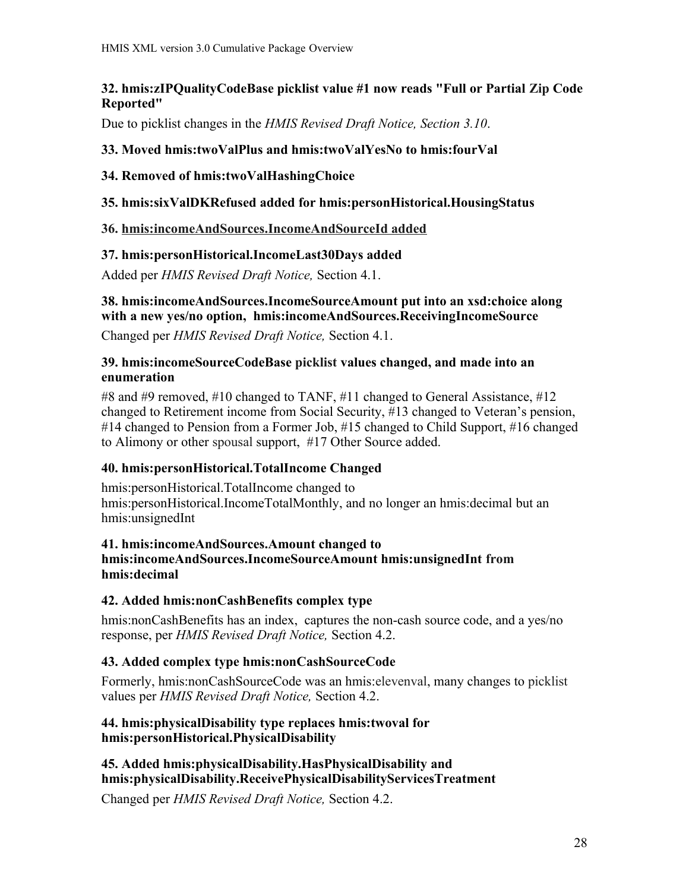### 32. hmis:zIPQualityCodeBase picklist value #1 now reads "Full or Partial Zip Code Reported"

Due to picklist changes in the *HMIS Revised Draft Notice, Section 3.10*.

### 33. Moved hmis:twoValPlus and hmis:twoValYesNo to hmis:fourVal

### 34. Removed of hmis:twoValHashingChoice

### 35. hmis:sixValDKRefused added for hmis:personHistorical.HousingStatus

### 36. hmis:incomeAndSources.IncomeAndSourceId added

### 37. hmis:personHistorical.IncomeLast30Days added

Added per *HMIS Revised Draft Notice,* Section 4.1.

### 38. hmis:incomeAndSources.IncomeSourceAmount put into an xsd:choice along with a new yes/no option, hmis:incomeAndSources.ReceivingIncomeSource

Changed per *HMIS Revised Draft Notice,* Section 4.1.

### 39. hmis:incomeSourceCodeBase picklist values changed, and made into an enumeration

#8 and #9 removed, #10 changed to TANF, #11 changed to General Assistance, #12 changed to Retirement income from Social Security, #13 changed to Veteran's pension, #14 changed to Pension from a Former Job, #15 changed to Child Support, #16 changed to Alimony or other spousal support, #17 Other Source added.

### 40. hmis:personHistorical.TotalIncome Changed

hmis:personHistorical.TotalIncome changed to hmis:personHistorical.IncomeTotalMonthly, and no longer an hmis:decimal but an hmis:unsignedInt

### 41. hmis:incomeAndSources.Amount changed to hmis:incomeAndSources.IncomeSourceAmount hmis:unsignedInt from hmis:decimal

### 42. Added hmis:nonCashBenefits complex type

hmis:nonCashBenefits has an index, captures the non-cash source code, and a yes/no response, per *HMIS Revised Draft Notice,* Section 4.2.

### 43. Added complex type hmis:nonCashSourceCode

Formerly, hmis:nonCashSourceCode was an hmis:elevenval, many changes to picklist values per *HMIS Revised Draft Notice,* Section 4.2.

### 44. hmis:physicalDisability type replaces hmis:twoval for hmis:personHistorical.PhysicalDisability

### 45. Added hmis:physicalDisability.HasPhysicalDisability and hmis:physicalDisability.ReceivePhysicalDisabilityServicesTreatment

Changed per *HMIS Revised Draft Notice,* Section 4.2.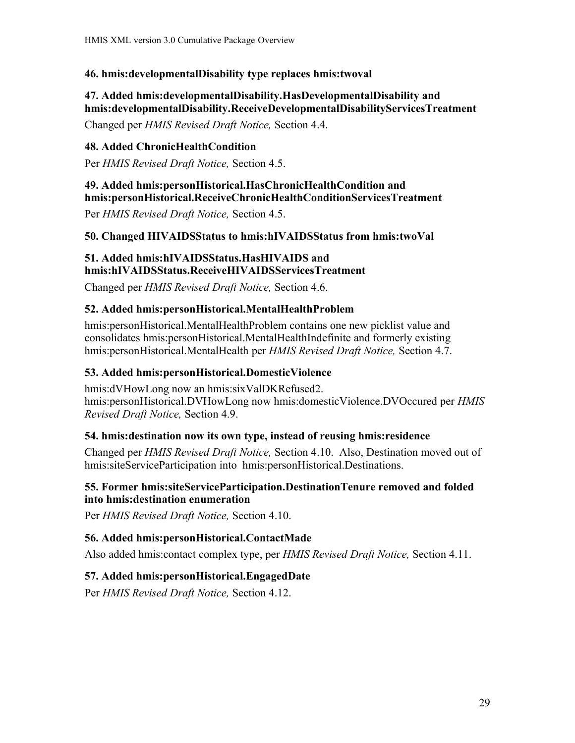### 46. hmis:developmentalDisability type replaces hmis:twoval

### 47. Added hmis:developmentalDisability.HasDevelopmentalDisability and hmis:developmentalDisability.ReceiveDevelopmentalDisabilityServicesTreatment

Changed per *HMIS Revised Draft Notice,* Section 4.4.

### 48. Added ChronicHealthCondition

Per *HMIS Revised Draft Notice,* Section 4.5.

### 49. Added hmis:personHistorical.HasChronicHealthCondition and hmis:personHistorical.ReceiveChronicHealthConditionServicesTreatment

Per *HMIS Revised Draft Notice,* Section 4.5.

### 50. Changed HIVAIDSStatus to hmis:hIVAIDSStatus from hmis:twoVal

### 51. Added hmis:hIVAIDSStatus.HasHIVAIDS and hmis:hIVAIDSStatus.ReceiveHIVAIDSServicesTreatment

Changed per *HMIS Revised Draft Notice,* Section 4.6.

### 52. Added hmis:personHistorical.MentalHealthProblem

hmis:personHistorical.MentalHealthProblem contains one new picklist value and consolidates hmis:personHistorical.MentalHealthIndefinite and formerly existing hmis:personHistorical.MentalHealth per *HMIS Revised Draft Notice,* Section 4.7.

### 53. Added hmis:personHistorical.DomesticViolence

hmis:dVHowLong now an hmis:sixValDKRefused2. hmis:personHistorical.DVHowLong now hmis:domesticViolence.DVOccured per *HMIS Revised Draft Notice,* Section 4.9.

### 54. hmis:destination now its own type, instead of reusing hmis:residence

Changed per *HMIS Revised Draft Notice,* Section 4.10. Also, Destination moved out of hmis:siteServiceParticipation into hmis:personHistorical.Destinations.

### 55. Former hmis:siteServiceParticipation.DestinationTenure removed and folded into hmis:destination enumeration

Per *HMIS Revised Draft Notice,* Section 4.10.

### 56. Added hmis:personHistorical.ContactMade

Also added hmis:contact complex type, per *HMIS Revised Draft Notice,* Section 4.11.

### 57. Added hmis:personHistorical.EngagedDate

Per *HMIS Revised Draft Notice,* Section 4.12.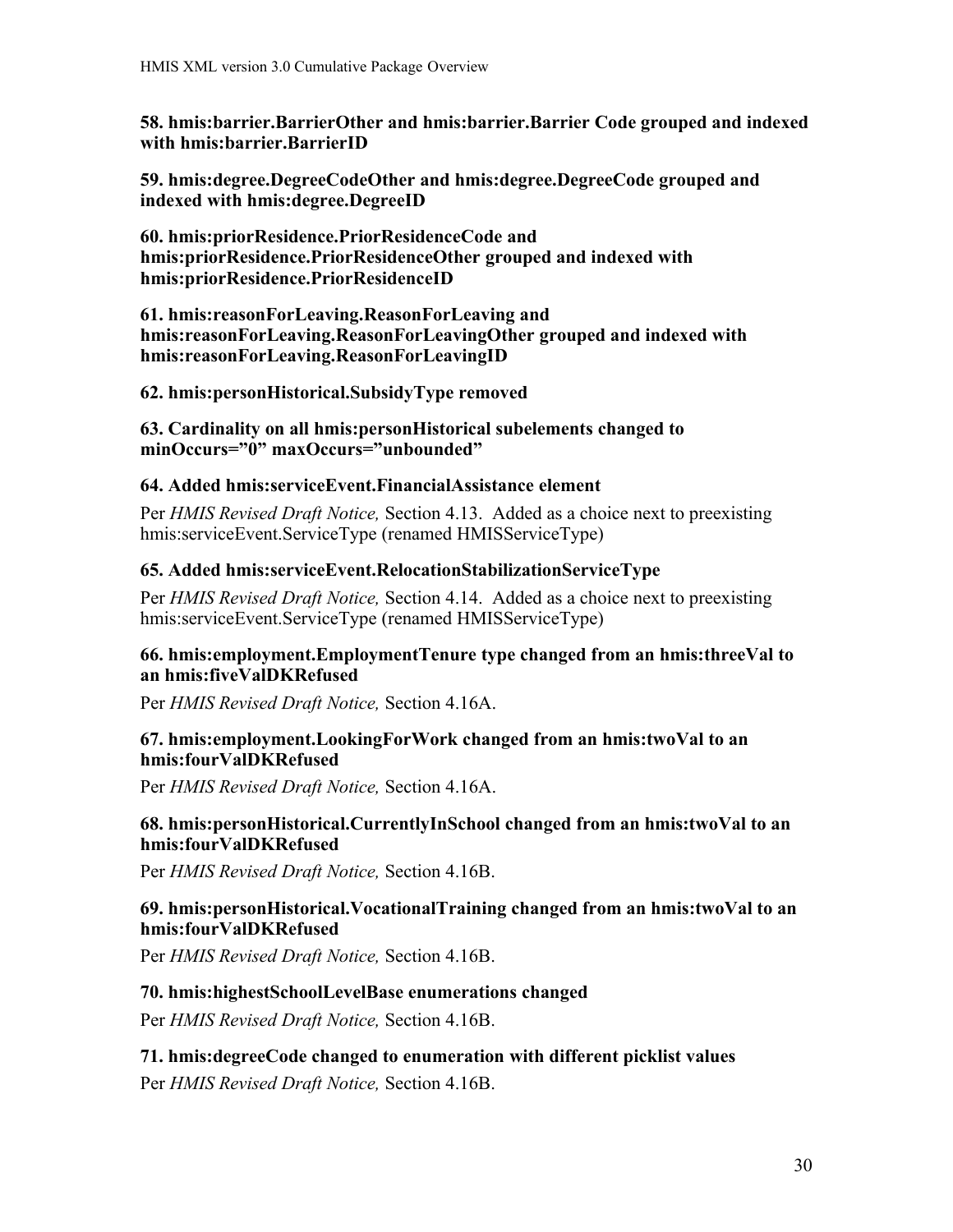**58. hmis:barrier.BarrierOther and hmis:barrier.Barrier Code grouped and indexed with hmis:barrier.BarrierID**

**59. hmis:degree.DegreeCodeOther and hmis:degree.DegreeCode grouped and indexed with hmis:degree.DegreeID**

**60. hmis:priorResidence.PriorResidenceCode and hmis:priorResidence.PriorResidenceOther grouped and indexed with hmis:priorResidence.PriorResidenceID**

**61. hmis:reasonForLeaving.ReasonForLeaving and hmis:reasonForLeaving.ReasonForLeavingOther grouped and indexed with hmis:reasonForLeaving.ReasonForLeavingID**

**62. hmis:personHistorical.SubsidyType removed**

**63. Cardinality on all hmis:personHistorical subelements changed to minOccurs="0" maxOccurs="unbounded"**

**64. Added hmis:serviceEvent.FinancialAssistance element**

Per *HMIS Revised Draft Notice,* Section 4.13. Added as a choice next to preexisting hmis:serviceEvent.ServiceType (renamed HMISServiceType)

**65. Added hmis:serviceEvent.RelocationStabilizationServiceType**

Per *HMIS Revised Draft Notice,* Section 4.14. Added as a choice next to preexisting hmis:serviceEvent.ServiceType (renamed HMISServiceType)

**66. hmis:employment.EmploymentTenure type changed from an hmis:threeVal to an hmis:fiveValDKRefused**

Per *HMIS Revised Draft Notice,* Section 4.16A.

**67. hmis:employment.LookingForWork changed from an hmis:twoVal to an hmis:fourValDKRefused**

Per *HMIS Revised Draft Notice,* Section 4.16A.

**68. hmis:personHistorical.CurrentlyInSchool changed from an hmis:twoVal to an hmis:fourValDKRefused**

Per *HMIS Revised Draft Notice,* Section 4.16B.

**69. hmis:personHistorical.VocationalTraining changed from an hmis:twoVal to an hmis:fourValDKRefused**

Per *HMIS Revised Draft Notice,* Section 4.16B.

**70. hmis:highestSchoolLevelBase enumerations changed**

Per *HMIS Revised Draft Notice,* Section 4.16B.

**71. hmis:degreeCode changed to enumeration with different picklist values**

Per *HMIS Revised Draft Notice,* Section 4.16B.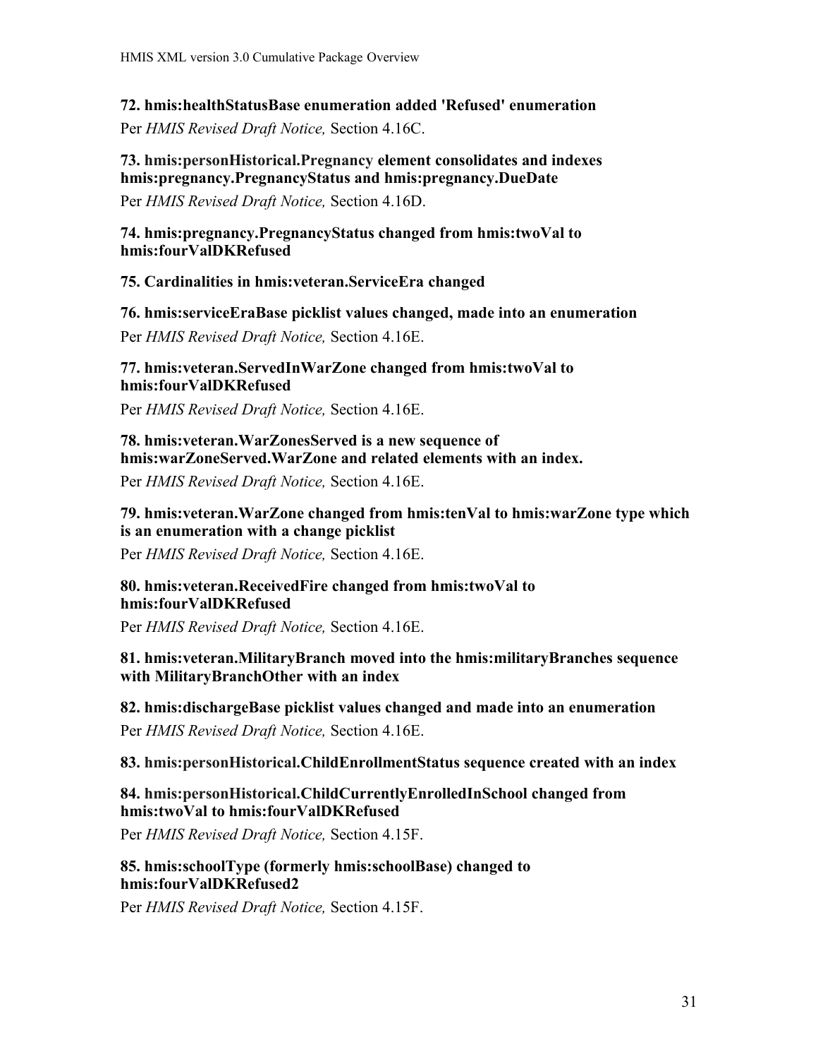**72. hmis:healthStatusBase enumeration added 'Refused' enumeration**

Per *HMIS Revised Draft Notice,* Section 4.16C.

**73. hmis:personHistorical.Pregnancy element consolidates and indexes hmis:pregnancy.PregnancyStatus and hmis:pregnancy.DueDate**

Per *HMIS Revised Draft Notice,* Section 4.16D.

**74. hmis:pregnancy.PregnancyStatus changed from hmis:twoVal to hmis:fourValDKRefused**

**75. Cardinalities in hmis:veteran.ServiceEra changed**

**76. hmis:serviceEraBase picklist values changed, made into an enumeration**

Per *HMIS Revised Draft Notice,* Section 4.16E.

**77. hmis:veteran.ServedInWarZone changed from hmis:twoVal to hmis:fourValDKRefused**

Per *HMIS Revised Draft Notice,* Section 4.16E.

**78. hmis:veteran.WarZonesServed is a new sequence of hmis:warZoneServed.WarZone and related elements with an index.**

Per *HMIS Revised Draft Notice,* Section 4.16E.

**79. hmis:veteran.WarZone changed from hmis:tenVal to hmis:warZone type which is an enumeration with a change picklist**

Per *HMIS Revised Draft Notice,* Section 4.16E.

**80. hmis:veteran.ReceivedFire changed from hmis:twoVal to hmis:fourValDKRefused**

Per *HMIS Revised Draft Notice,* Section 4.16E.

**81. hmis:veteran.MilitaryBranch moved into the hmis:militaryBranches sequence with MilitaryBranchOther with an index**

**82. hmis:dischargeBase picklist values changed and made into an enumeration**

Per *HMIS Revised Draft Notice,* Section 4.16E.

**83. hmis:personHistorical.ChildEnrollmentStatus sequence created with an index**

**84. hmis:personHistorical.ChildCurrentlyEnrolledInSchool changed from hmis:twoVal to hmis:fourValDKRefused**

Per *HMIS Revised Draft Notice,* Section 4.15F.

**85. hmis:schoolType (formerly hmis:schoolBase) changed to hmis:fourValDKRefused2**

Per *HMIS Revised Draft Notice,* Section 4.15F.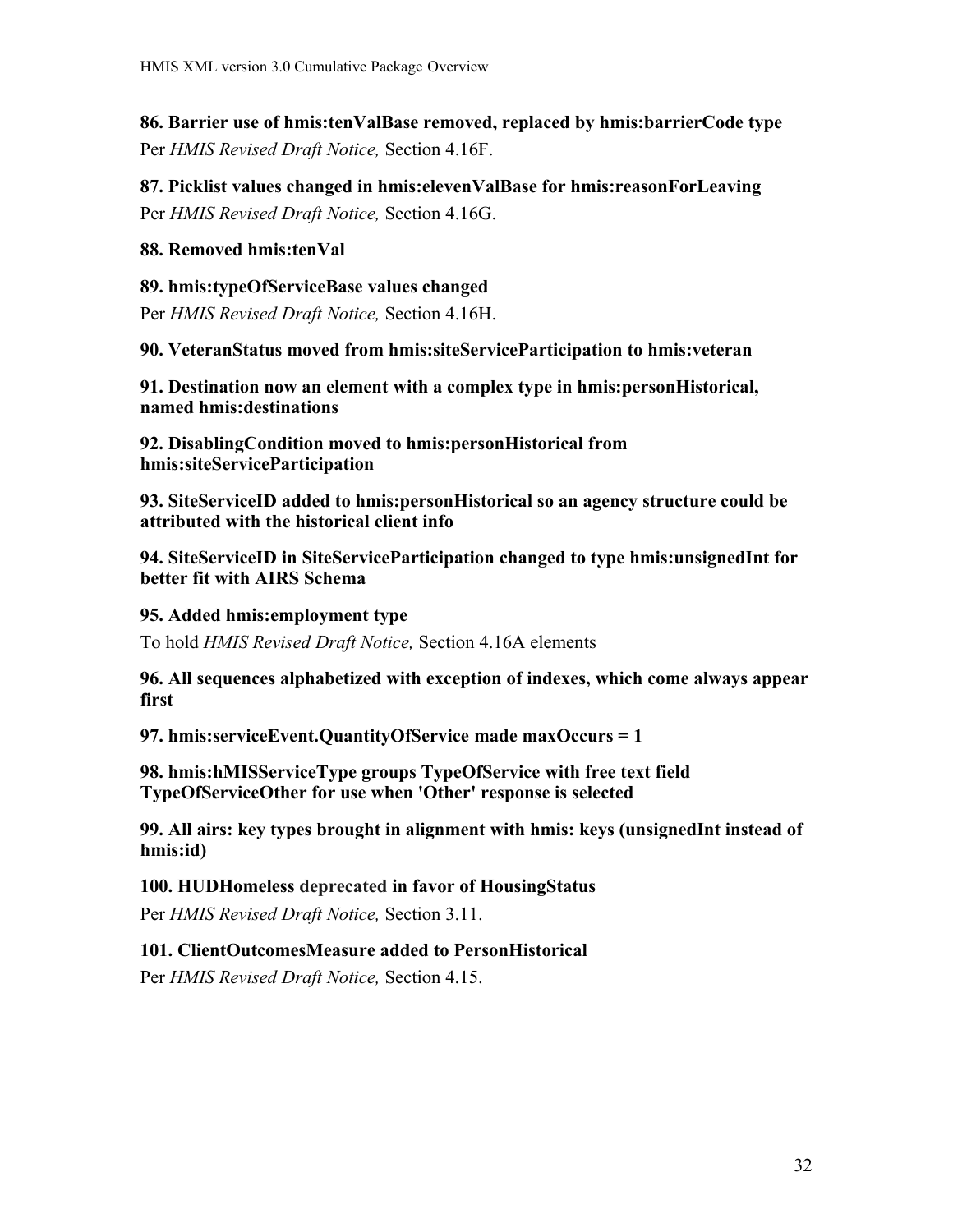**86. Barrier use of hmis:tenValBase removed, replaced by hmis:barrierCode type**

Per *HMIS Revised Draft Notice,* Section 4.16F.

**87. Picklist values changed in hmis:elevenValBase for hmis:reasonForLeaving**

Per *HMIS Revised Draft Notice,* Section 4.16G.

**88. Removed hmis:tenVal**

**89. hmis:typeOfServiceBase values changed**

Per *HMIS Revised Draft Notice,* Section 4.16H.

**90. VeteranStatus moved from hmis:siteServiceParticipation to hmis:veteran**

**91. Destination now an element with a complex type in hmis:personHistorical, named hmis:destinations**

**92. DisablingCondition moved to hmis:personHistorical from hmis:siteServiceParticipation**

**93. SiteServiceID added to hmis:personHistorical so an agency structure could be attributed with the historical client info**

**94. SiteServiceID in SiteServiceParticipation changed to type hmis:unsignedInt for better fit with AIRS Schema**

**95. Added hmis:employment type**

To hold *HMIS Revised Draft Notice,* Section 4.16A elements

**96. All sequences alphabetized with exception of indexes, which come always appear first**

**97. hmis:serviceEvent.QuantityOfService made maxOccurs = 1**

**98. hmis:hMISServiceType groups TypeOfService with free text field TypeOfServiceOther for use when 'Other' response is selected**

**99. All airs: key types brought in alignment with hmis: keys (unsignedInt instead of hmis:id)**

**100. HUDHomeless deprecated in favor of HousingStatus**

Per *HMIS Revised Draft Notice,* Section 3.11.

**101. ClientOutcomesMeasure added to PersonHistorical**

Per *HMIS Revised Draft Notice,* Section 4.15.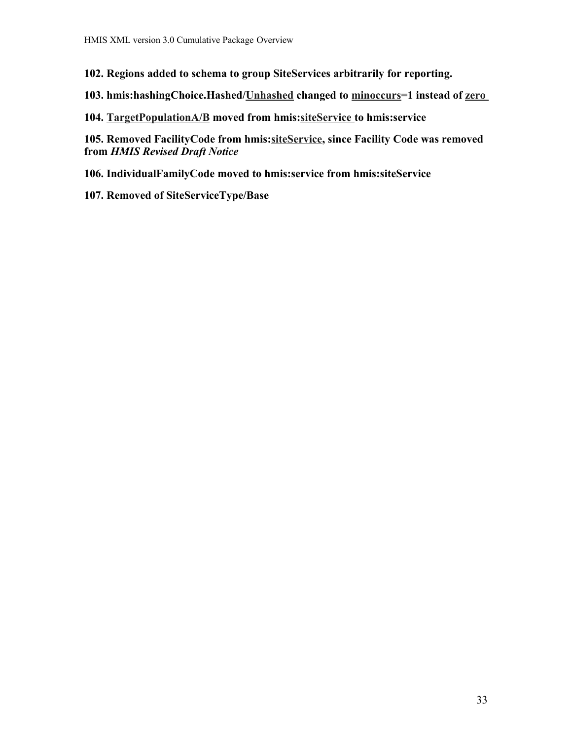**102. Regions added to schema to group SiteServices arbitrarily for reporting.**

**103. hmis:hashingChoice.Hashed/Unhashed changed to minoccurs=1 instead of zero**

**104. TargetPopulationA/B moved from hmis:siteService to hmis:service**

**105. Removed FacilityCode from hmis:siteService, since Facility Code was removed from *HMIS Revised Draft Notice***

**106. IndividualFamilyCode moved to hmis:service from hmis:siteService**

**107. Removed of SiteServiceType/Base**